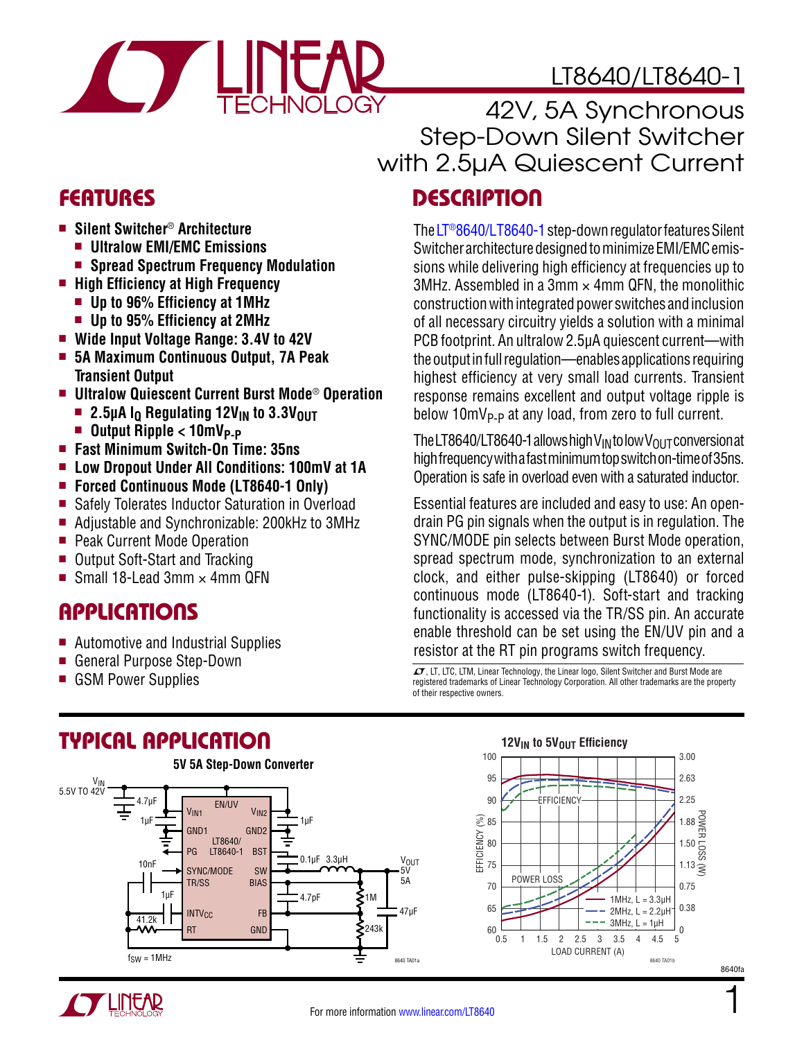# LT8640/LT8640-1

## 42V, 5A Synchronous Step-Down Silent Switcher with 2.5µA Quiescent Current

## FEATURES

- **Silent Switcher® Architecture**
  - **Ultralow EMI/EMC Emissions**
  - **Spread Spectrum Frequency Modulation**
- **High Efficiency at High Frequency**
  - **Up to 96% Efficiency at 1MHz**
  - **Up to 95% Efficiency at 2MHz**
- **Wide Input Voltage Range: 3.4V to 42V**
- **5A Maximum Continuous Output, 7A Peak Transient Output**
- **Ultralow Quiescent Current Burst Mode® Operation**
  - **2.5µA $I_Q$ Regulating $12V_{IN}$ to $3.3V_{OUT}$**
  - **Output Ripple < $10mV_{P-P}$**
- **Fast Minimum Switch-On Time: 35ns**
- **Low Dropout Under All Conditions: 100mV at 1A**
- **Forced Continuous Mode (LT8640-1 Only)**
- Safely Tolerates Inductor Saturation in Overload
- Adjustable and Synchronizable: 200kHz to 3MHz
- Peak Current Mode Operation
- Output Soft-Start and Tracking
- Small 18-Lead 3mm × 4mm QFN

## APPLICATIONS

- Automotive and Industrial Supplies
- General Purpose Step-Down
- GSM Power Supplies

## DESCRIPTION

The LT®8640/LT8640-1 step-down regulator features Silent Switcher architecture designed to minimize EMI/EMC emissions while delivering high efficiency at frequencies up to 3MHz. Assembled in a 3mm × 4mm QFN, the monolithic construction with integrated power switches and inclusion of all necessary circuitry yields a solution with a minimal PCB footprint. An ultralow 2.5µA quiescent current—with the output in full regulation—enables applications requiring highest efficiency at very small load currents. Transient response remains excellent and output voltage ripple is below $10mV_{P-P}$ at any load, from zero to full current.

The LT8640/LT8640-1 allows high $V_{IN}$ to low $V_{OUT}$ conversion at high frequency with a fast minimum top switch on-time of 35ns. Operation is safe in overload even with a saturated inductor.

Essential features are included and easy to use: An open-drain PG pin signals when the output is in regulation. The SYNC/MODE pin selects between Burst Mode operation, spread spectrum mode, synchronization to an external clock, and either pulse-skipping (LT8640) or forced continuous mode (LT8640-1). Soft-start and tracking functionality is accessed via the TR/SS pin. An accurate enable threshold can be set using the EN/UV pin and a resistor at the RT pin programs switch frequency.

LT, LTC, LTM, Linear Technology, the Linear logo, Silent Switcher and Burst Mode are registered trademarks of Linear Technology Corporation. All other trademarks are the property of their respective owners.

## TYPICAL APPLICATION

**5V 5A Step-Down Converter**

$V_{IN}$ 5.5V TO 42V; 4.7µF, 1µF input capacitors; 1µF on $V_{IN2}$; 0.1µF BST; 3.3µH inductor; $V_{OUT}$ 5V 5A; 4.7pF, 1M, 243k feedback; 47µF output; 10nF TR/SS; 1µF $INTV_{CC}$; 41.2k RT; $f_{SW}$ = 1MHz

**$12V_{IN}$ to $5V_{OUT}$ Efficiency**

Efficiency (%) and Power Loss (W) vs Load Current (A); curves: 1MHz, L = 3.3µH; 2MHz, L = 2.2µH; 3MHz, L = 1µH

For more information www.linear.com/LT8640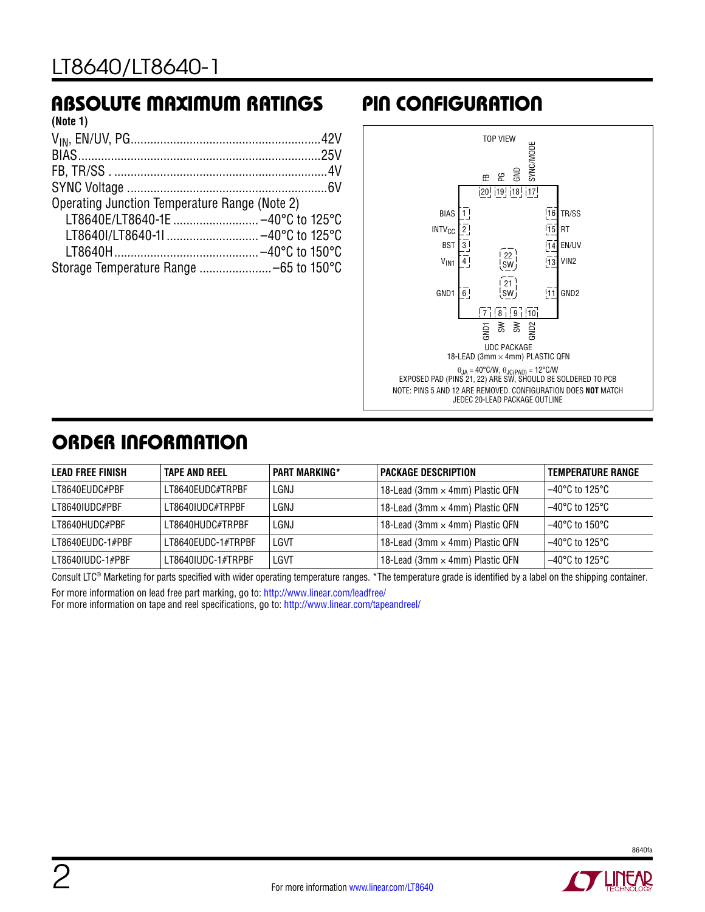## ABSOLUTE MAXIMUM RATINGS

(Note 1)

$V_{IN}$, EN/UV, PG .......................................................42V
BIAS .........................................................................25V
FB, TR/SS ..................................................................4V
SYNC Voltage .............................................................6V
Operating Junction Temperature Range (Note 2)
LT8640E/LT8640-1E ......................... –40°C to 125°C
LT8640I/LT8640-1I .......................... –40°C to 125°C
LT8640H ........................................... –40°C to 150°C
Storage Temperature Range ..................... –65 to 150°C

## PIN CONFIGURATION

TOP VIEW

| Pin | Name |
|---|---|
| 1 | BIAS |
| 2 | $INTV_{CC}$ |
| 3 | BST |
| 4 | $V_{IN1}$ |
| 6 | GND1 |
| 7 | GND1 |
| 8 | SW |
| 9 | SW |
| 10 | GND2 |
| 11 | GND2 |
| 13 | VIN2 |
| 14 | EN/UV |
| 15 | RT |
| 16 | TR/SS |
| 17 | SYNC/MODE |
| 18 | GND |
| 19 | PG |
| 20 | FB |
| 21 | SW |
| 22 | SW |

UDC PACKAGE
18-LEAD (3mm × 4mm) PLASTIC QFN

$\theta_{JA}$ = 40°C/W, $\theta_{JC(PAD)}$ = 12°C/W
EXPOSED PAD (PINS 21, 22) ARE SW, SHOULD BE SOLDERED TO PCB
NOTE: PINS 5 AND 12 ARE REMOVED. CONFIGURATION DOES **NOT** MATCH JEDEC 20-LEAD PACKAGE OUTLINE

## ORDER INFORMATION

| LEAD FREE FINISH | TAPE AND REEL | PART MARKING* | PACKAGE DESCRIPTION | TEMPERATURE RANGE |
|---|---|---|---|---|
| LT8640EUDC#PBF | LT8640EUDC#TRPBF | LGNJ | 18-Lead (3mm × 4mm) Plastic QFN | –40°C to 125°C |
| LT8640IUDC#PBF | LT8640IUDC#TRPBF | LGNJ | 18-Lead (3mm × 4mm) Plastic QFN | –40°C to 125°C |
| LT8640HUDC#PBF | LT8640HUDC#TRPBF | LGNJ | 18-Lead (3mm × 4mm) Plastic QFN | –40°C to 150°C |
| LT8640EUDC-1#PBF | LT8640EUDC-1#TRPBF | LGVT | 18-Lead (3mm × 4mm) Plastic QFN | –40°C to 125°C |
| LT8640IUDC-1#PBF | LT8640IUDC-1#TRPBF | LGVT | 18-Lead (3mm × 4mm) Plastic QFN | –40°C to 125°C |

Consult LTC® Marketing for parts specified with wider operating temperature ranges. *The temperature grade is identified by a label on the shipping container.

For more information on lead free part marking, go to: http://www.linear.com/leadfree/
For more information on tape and reel specifications, go to: http://www.linear.com/tapeandreel/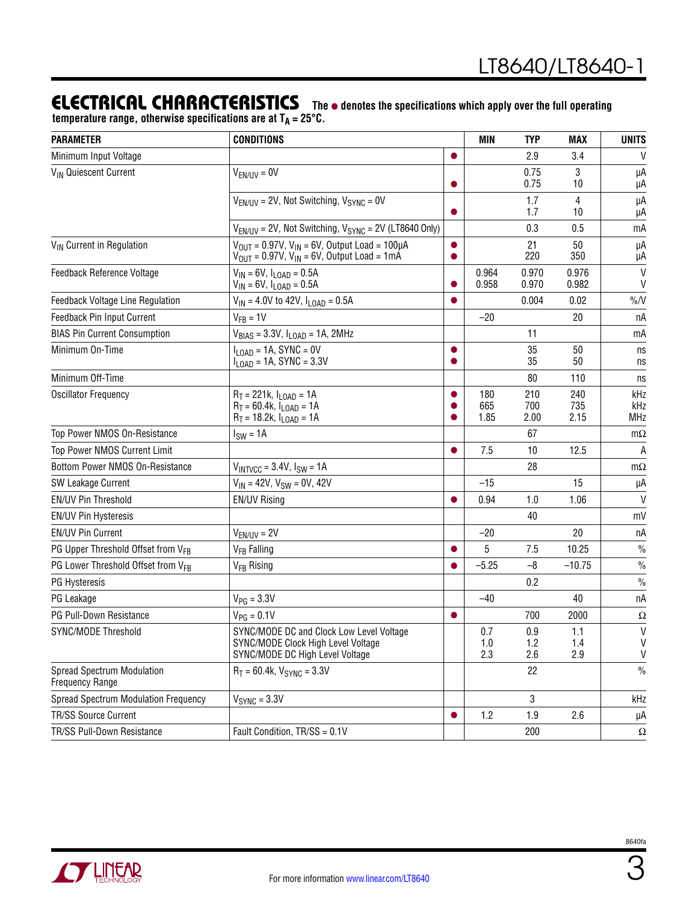## ELECTRICAL CHARACTERISTICS

**The ● denotes the specifications which apply over the full operating temperature range, otherwise specifications are at $T_A$ = 25°C.**

| PARAMETER | CONDITIONS | | MIN | TYP | MAX | UNITS |
|---|---|---|---|---|---|---|
| Minimum Input Voltage | | ● | | 2.9 | 3.4 | V |
| $V_{IN}$ Quiescent Current | $V_{EN/UV}$ = 0V | <br>● | | 0.75<br>0.75 | 3<br>10 | μA<br>μA |
| | $V_{EN/UV}$ = 2V, Not Switching, $V_{SYNC}$ = 0V | <br>● | | 1.7<br>1.7 | 4<br>10 | μA<br>μA |
| | $V_{EN/UV}$ = 2V, Not Switching, $V_{SYNC}$ = 2V (LT8640 Only) | | | 0.3 | 0.5 | mA |
| $V_{IN}$ Current in Regulation | $V_{OUT}$ = 0.97V, $V_{IN}$ = 6V, Output Load = 100μA<br>$V_{OUT}$ = 0.97V, $V_{IN}$ = 6V, Output Load = 1mA | ●<br>● | | 21<br>220 | 50<br>350 | μA<br>μA |
| Feedback Reference Voltage | $V_{IN}$ = 6V, $I_{LOAD}$ = 0.5A<br>$V_{IN}$ = 6V, $I_{LOAD}$ = 0.5A | <br>● | 0.964<br>0.958 | 0.970<br>0.970 | 0.976<br>0.982 | V<br>V |
| Feedback Voltage Line Regulation | $V_{IN}$ = 4.0V to 42V, $I_{LOAD}$ = 0.5A | ● | | 0.004 | 0.02 | %/V |
| Feedback Pin Input Current | $V_{FB}$ = 1V | | −20 | | 20 | nA |
| BIAS Pin Current Consumption | $V_{BIAS}$ = 3.3V, $I_{LOAD}$ = 1A, 2MHz | | | 11 | | mA |
| Minimum On-Time | $I_{LOAD}$ = 1A, SYNC = 0V<br>$I_{LOAD}$ = 1A, SYNC = 3.3V | ●<br>● | | 35<br>35 | 50<br>50 | ns<br>ns |
| Minimum Off-Time | | | | 80 | 110 | ns |
| Oscillator Frequency | $R_T$ = 221k, $I_{LOAD}$ = 1A<br>$R_T$ = 60.4k, $I_{LOAD}$ = 1A<br>$R_T$ = 18.2k, $I_{LOAD}$ = 1A | ●<br>●<br>● | 180<br>665<br>1.85 | 210<br>700<br>2.00 | 240<br>735<br>2.15 | kHz<br>kHz<br>MHz |
| Top Power NMOS On-Resistance | $I_{SW}$ = 1A | | | 67 | | mΩ |
| Top Power NMOS Current Limit | | ● | 7.5 | 10 | 12.5 | A |
| Bottom Power NMOS On-Resistance | $V_{INTVCC}$ = 3.4V, $I_{SW}$ = 1A | | | 28 | | mΩ |
| SW Leakage Current | $V_{IN}$ = 42V, $V_{SW}$ = 0V, 42V | | −15 | | 15 | μA |
| EN/UV Pin Threshold | EN/UV Rising | ● | 0.94 | 1.0 | 1.06 | V |
| EN/UV Pin Hysteresis | | | | 40 | | mV |
| EN/UV Pin Current | $V_{EN/UV}$ = 2V | | −20 | | 20 | nA |
| PG Upper Threshold Offset from $V_{FB}$ | $V_{FB}$ Falling | ● | 5 | 7.5 | 10.25 | % |
| PG Lower Threshold Offset from $V_{FB}$ | $V_{FB}$ Rising | ● | −5.25 | −8 | −10.75 | % |
| PG Hysteresis | | | | 0.2 | | % |
| PG Leakage | $V_{PG}$ = 3.3V | | −40 | | 40 | nA |
| PG Pull-Down Resistance | $V_{PG}$ = 0.1V | ● | | 700 | 2000 | Ω |
| SYNC/MODE Threshold | SYNC/MODE DC and Clock Low Level Voltage<br>SYNC/MODE Clock High Level Voltage<br>SYNC/MODE DC High Level Voltage | | 0.7<br>1.0<br>2.3 | 0.9<br>1.2<br>2.6 | 1.1<br>1.4<br>2.9 | V<br>V<br>V |
| Spread Spectrum Modulation Frequency Range | $R_T$ = 60.4k, $V_{SYNC}$ = 3.3V | | | 22 | | % |
| Spread Spectrum Modulation Frequency | $V_{SYNC}$ = 3.3V | | | 3 | | kHz |
| TR/SS Source Current | | ● | 1.2 | 1.9 | 2.6 | μA |
| TR/SS Pull-Down Resistance | Fault Condition, TR/SS = 0.1V | | | 200 | | Ω |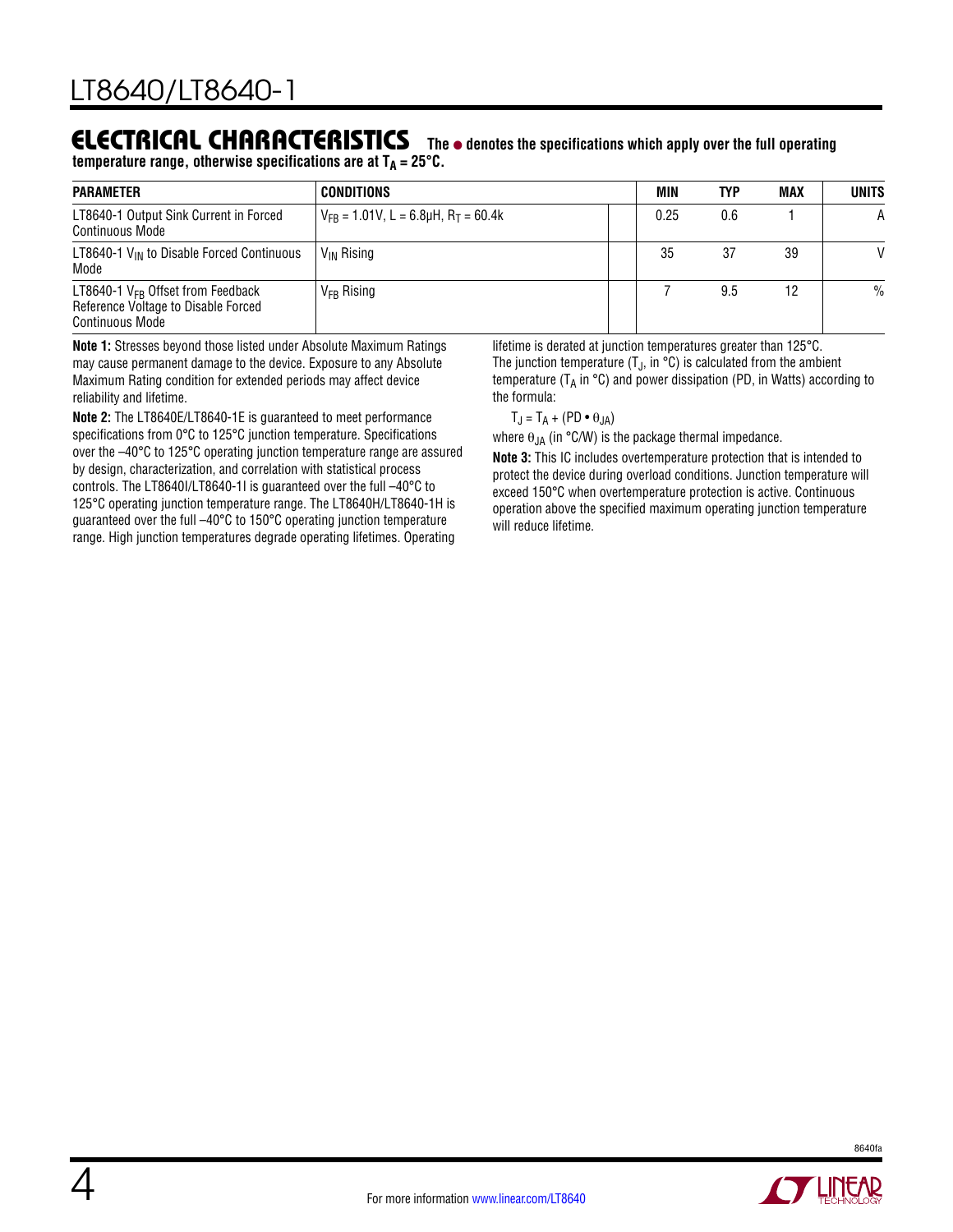## ELECTRICAL CHARACTERISTICS

**The ● denotes the specifications which apply over the full operating temperature range, otherwise specifications are at $T_A = 25°C$.**

| PARAMETER | CONDITIONS | | MIN | TYP | MAX | UNITS |
|---|---|---|---|---|---|---|
| LT8640-1 Output Sink Current in Forced Continuous Mode | $V_{FB} = 1.01V$, L = 6.8µH, $R_T = 60.4k$ | | 0.25 | 0.6 | 1 | A |
| LT8640-1 $V_{IN}$ to Disable Forced Continuous Mode | $V_{IN}$ Rising | | 35 | 37 | 39 | V |
| LT8640-1 $V_{FB}$ Offset from Feedback Reference Voltage to Disable Forced Continuous Mode | $V_{FB}$ Rising | | 7 | 9.5 | 12 | % |

**Note 1:** Stresses beyond those listed under Absolute Maximum Ratings may cause permanent damage to the device. Exposure to any Absolute Maximum Rating condition for extended periods may affect device reliability and lifetime.

**Note 2:** The LT8640E/LT8640-1E is guaranteed to meet performance specifications from 0°C to 125°C junction temperature. Specifications over the –40°C to 125°C operating junction temperature range are assured by design, characterization, and correlation with statistical process controls. The LT8640I/LT8640-1I is guaranteed over the full –40°C to 125°C operating junction temperature range. The LT8640H/LT8640-1H is guaranteed over the full –40°C to 150°C operating junction temperature range. High junction temperatures degrade operating lifetimes. Operating lifetime is derated at junction temperatures greater than 125°C. The junction temperature ($T_J$, in °C) is calculated from the ambient temperature ($T_A$ in °C) and power dissipation (PD, in Watts) according to the formula:

$$T_J = T_A + (PD \bullet \theta_{JA})$$

where $\theta_{JA}$ (in °C/W) is the package thermal impedance.

**Note 3:** This IC includes overtemperature protection that is intended to protect the device during overload conditions. Junction temperature will exceed 150°C when overtemperature protection is active. Continuous operation above the specified maximum operating junction temperature will reduce lifetime.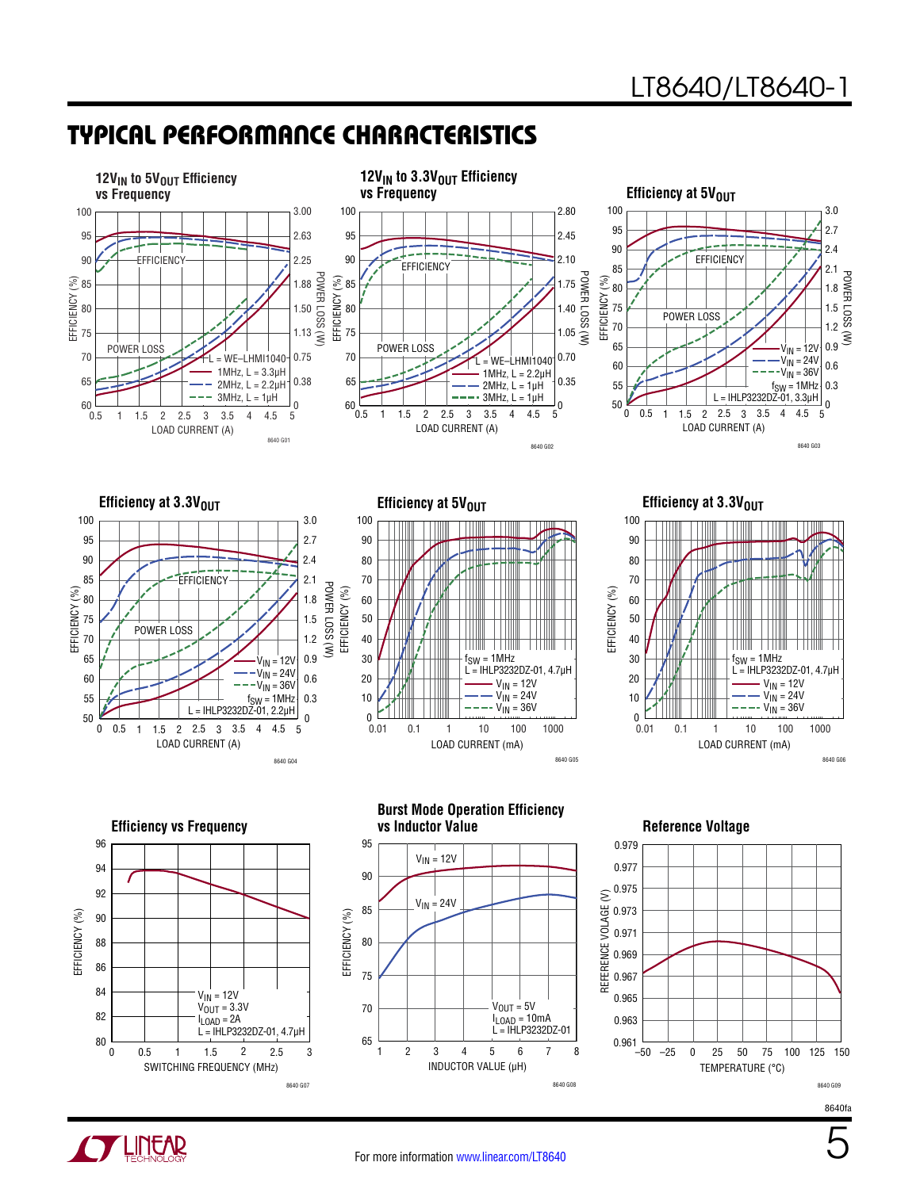## TYPICAL PERFORMANCE CHARACTERISTICS

**12V$_{IN}$ to 5V$_{OUT}$ Efficiency vs Frequency**

EFFICIENCY (%) / POWER LOSS (W) vs LOAD CURRENT (A)

L = WE–LHMI1040
1MHz, L = 3.3µH
2MHz, L = 2.2µH
3MHz, L = 1µH

8640 G01

**12V$_{IN}$ to 3.3V$_{OUT}$ Efficiency vs Frequency**

EFFICIENCY (%) / POWER LOSS (W) vs LOAD CURRENT (A)

L = WE–LHMI1040
1MHz, L = 2.2µH
2MHz, L = 1µH
3MHz, L = 1µH

8640 G02

**Efficiency at 5V$_{OUT}$**

EFFICIENCY (%) / POWER LOSS (W) vs LOAD CURRENT (A)

V$_{IN}$ = 12V
V$_{IN}$ = 24V
V$_{IN}$ = 36V
f$_{SW}$ = 1MHz
L = IHLP3232DZ-01, 3.3µH

8640 G03

**Efficiency at 3.3V$_{OUT}$**

EFFICIENCY (%) / POWER LOSS (W) vs LOAD CURRENT (A)

V$_{IN}$ = 12V
V$_{IN}$ = 24V
V$_{IN}$ = 36V
f$_{SW}$ = 1MHz
L = IHLP3232DZ-01, 2.2µH

8640 G04

**Efficiency at 5V$_{OUT}$**

EFFICIENCY (%) vs LOAD CURRENT (mA)

f$_{SW}$ = 1MHz
L = IHLP3232DZ-01, 4.7µH
V$_{IN}$ = 12V
V$_{IN}$ = 24V
V$_{IN}$ = 36V

8640 G05

**Efficiency at 3.3V$_{OUT}$**

EFFICIENCY (%) vs LOAD CURRENT (mA)

f$_{SW}$ = 1MHz
L = IHLP3232DZ-01, 4.7µH
V$_{IN}$ = 12V
V$_{IN}$ = 24V
V$_{IN}$ = 36V

8640 G06

**Efficiency vs Frequency**

EFFICIENCY (%) vs SWITCHING FREQUENCY (MHz)

V$_{IN}$ = 12V
V$_{OUT}$ = 3.3V
I$_{LOAD}$ = 2A
L = IHLP3232DZ-01, 4.7µH

8640 G07

**Burst Mode Operation Efficiency vs Inductor Value**

EFFICIENCY (%) vs INDUCTOR VALUE (µH)

V$_{IN}$ = 12V
V$_{IN}$ = 24V
V$_{OUT}$ = 5V
I$_{LOAD}$ = 10mA
L = IHLP3232DZ-01

8640 G08

**Reference Voltage**

REFERENCE VOLTAGE (V) vs TEMPERATURE (°C)

8640 G09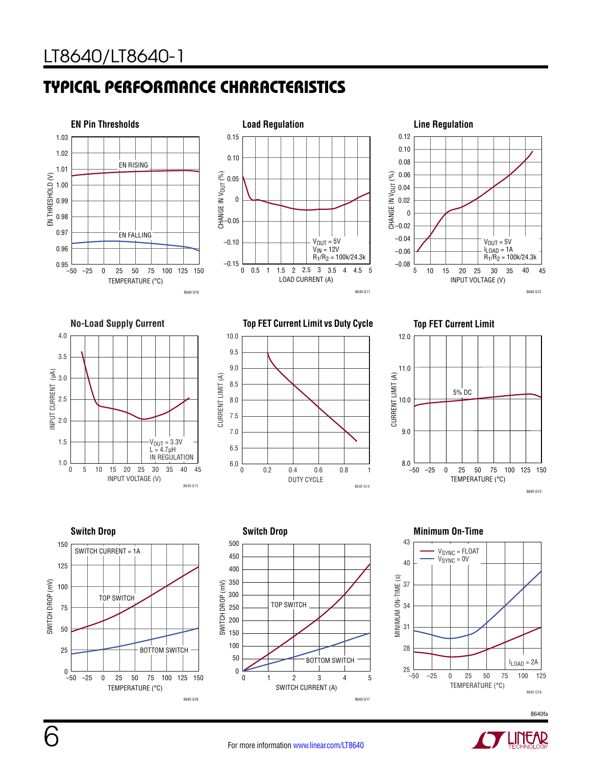## TYPICAL PERFORMANCE CHARACTERISTICS

**EN Pin Thresholds**

EN THRESHOLD (V) vs TEMPERATURE (°C)

EN RISING
EN FALLING

8640 G10

**Load Regulation**

CHANGE IN $V_{OUT}$ (%) vs LOAD CURRENT (A)

$V_{OUT}$ = 5V
$V_{IN}$ = 12V
$R_1/R_2$ = 100k/24.3k

8640 G11

**Line Regulation**

CHANGE IN $V_{OUT}$ (%) vs INPUT VOLTAGE (V)

$V_{OUT}$ = 5V
$I_{LOAD}$ = 1A
$R_1/R_2$ = 100k/24.3k

8640 G12

**No-Load Supply Current**

INPUT CURRENT (µA) vs INPUT VOLTAGE (V)

$V_{OUT}$ = 3.3V
L = 4.7µH
IN REGULATION

8640 G13

**Top FET Current Limit vs Duty Cycle**

CURRENT LIMIT (A) vs DUTY CYCLE

8640 G14

**Top FET Current Limit**

CURRENT LIMIT (A) vs TEMPERATURE (°C)

5% DC

8640 G15

**Switch Drop**

SWITCH DROP (mV) vs TEMPERATURE (°C)

SWITCH CURRENT = 1A
TOP SWITCH
BOTTOM SWITCH

8640 G16

**Switch Drop**

SWITCH DROP (mV) vs SWITCH CURRENT (A)

TOP SWITCH
BOTTOM SWITCH

8640 G17

**Minimum On-Time**

MINIMUM ON-TIME (s) vs TEMPERATURE (°C)

$V_{SYNC}$ = FLOAT
$V_{SYNC}$ = 0V
$I_{LOAD}$ = 2A

8640 G18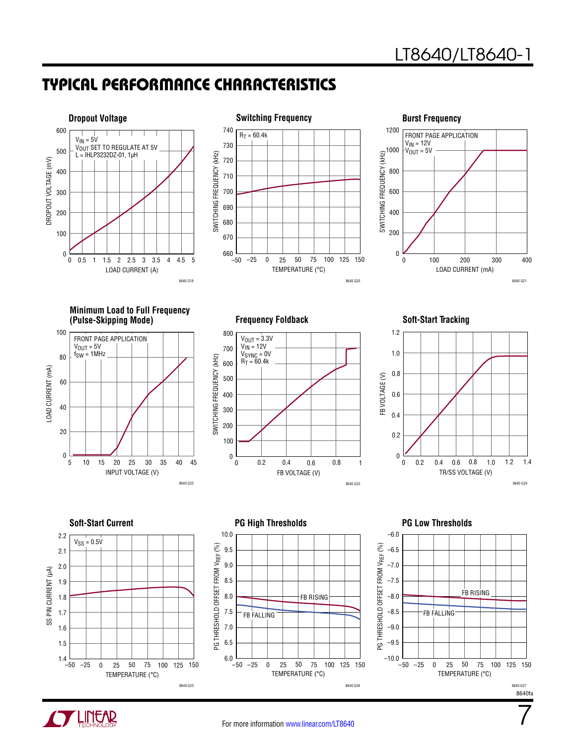## TYPICAL PERFORMANCE CHARACTERISTICS

**Dropout Voltage**

$V_{IN}$ = 5V
$V_{OUT}$ SET TO REGULATE AT 5V
L = IHLP3232DZ-01, 1µH

DROPOUT VOLTAGE (mV) vs LOAD CURRENT (A)

8640 G19

**Switching Frequency**

$R_T$ = 60.4k

SWITCHING FREQUENCY (kHz) vs TEMPERATURE (°C)

8640 G20

**Burst Frequency**

FRONT PAGE APPLICATION
$V_{IN}$ = 12V
$V_{OUT}$ = 5V

SWITCHING FREQUENCY (kHz) vs LOAD CURRENT (mA)

8640 G21

**Minimum Load to Full Frequency (Pulse-Skipping Mode)**

FRONT PAGE APPLICATION
$V_{OUT}$ = 5V
$f_{SW}$ = 1MHz

LOAD CURRENT (mA) vs INPUT VOLTAGE (V)

8640 G22

**Frequency Foldback**

$V_{OUT}$ = 3.3V
$V_{IN}$ = 12V
$V_{SYNC}$ = 0V
$R_T$ = 60.4k

SWITCHING FREQUENCY (kHz) vs FB VOLTAGE (V)

8640 G23

**Soft-Start Tracking**

FB VOLTAGE (V) vs TR/SS VOLTAGE (V)

8640 G24

**Soft-Start Current**

$V_{SS}$ = 0.5V

SS PIN CURRENT (µA) vs TEMPERATURE (°C)

8640 G25

**PG High Thresholds**

FB RISING
FB FALLING

PG THRESHOLD OFFSET FROM $V_{REF}$ (%) vs TEMPERATURE (°C)

8640 G26

**PG Low Thresholds**

FB RISING
FB FALLING

PG THRESHOLD OFFSET FROM $V_{REF}$ (%) vs TEMPERATURE (°C)

8640 G27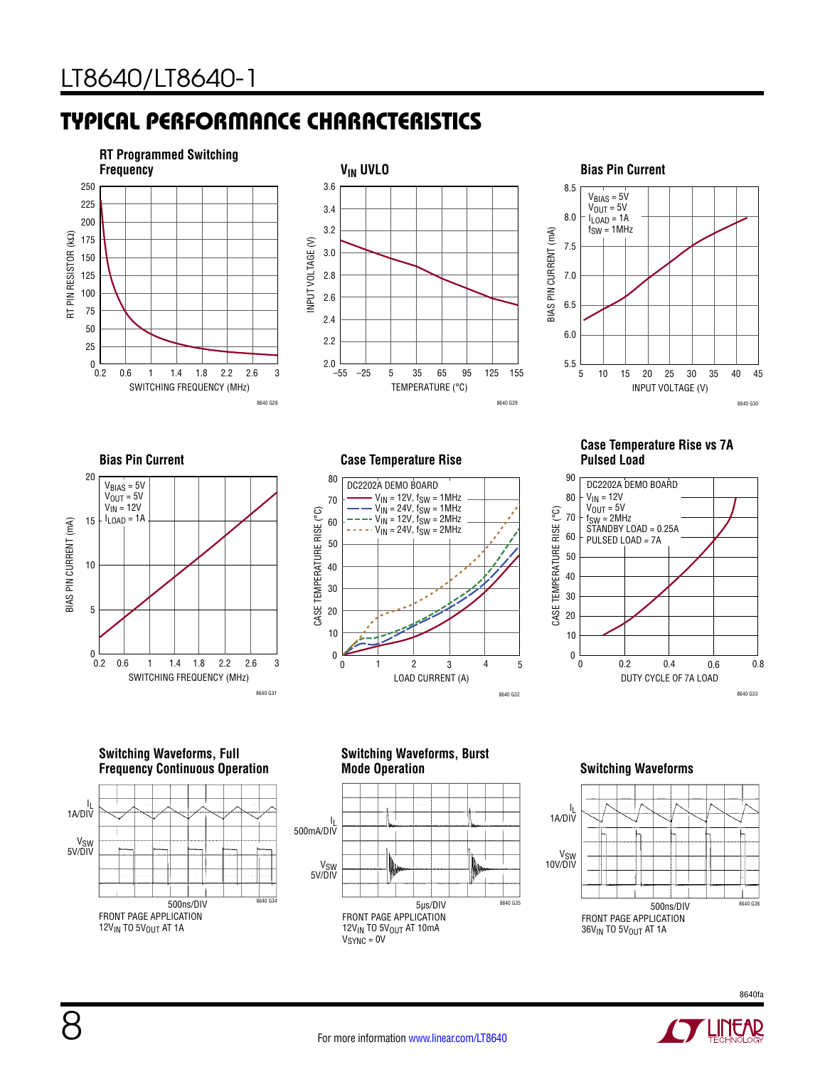## TYPICAL PERFORMANCE CHARACTERISTICS

**RT Programmed Switching Frequency**

RT PIN RESISTOR (kΩ) vs SWITCHING FREQUENCY (MHz)

8640 G28

**$V_{IN}$ UVLO**

INPUT VOLTAGE (V) vs TEMPERATURE (°C)

8640 G29

**Bias Pin Current**

$V_{BIAS}$ = 5V
$V_{OUT}$ = 5V
$I_{LOAD}$ = 1A
$f_{SW}$ = 1MHz

BIAS PIN CURRENT (mA) vs INPUT VOLTAGE (V)

8640 G30

**Bias Pin Current**

$V_{BIAS}$ = 5V
$V_{OUT}$ = 5V
$V_{IN}$ = 12V
$I_{LOAD}$ = 1A

BIAS PIN CURRENT (mA) vs SWITCHING FREQUENCY (MHz)

8640 G31

**Case Temperature Rise**

DC2202A DEMO BOARD
$V_{IN}$ = 12V, $f_{SW}$ = 1MHz
$V_{IN}$ = 24V, $f_{SW}$ = 1MHz
$V_{IN}$ = 12V, $f_{SW}$ = 2MHz
$V_{IN}$ = 24V, $f_{SW}$ = 2MHz

CASE TEMPERATURE RISE (°C) vs LOAD CURRENT (A)

8640 G32

**Case Temperature Rise vs 7A Pulsed Load**

DC2202A DEMO BOARD
$V_{IN}$ = 12V
$V_{OUT}$ = 5V
$f_{SW}$ = 2MHz
STANDBY LOAD = 0.25A
PULSED LOAD = 7A

CASE TEMPERATURE RISE (°C) vs DUTY CYCLE OF 7A LOAD

8640 G33

**Switching Waveforms, Full Frequency Continuous Operation**

$I_L$ 1A/DIV
$V_{SW}$ 5V/DIV
500ns/DIV

8640 G34

FRONT PAGE APPLICATION
$12V_{IN}$ TO $5V_{OUT}$ AT 1A

**Switching Waveforms, Burst Mode Operation**

$I_L$ 500mA/DIV
$V_{SW}$ 5V/DIV
5µs/DIV

8640 G35

FRONT PAGE APPLICATION
$12V_{IN}$ TO $5V_{OUT}$ AT 10mA
$V_{SYNC}$ = 0V

**Switching Waveforms**

$I_L$ 1A/DIV
$V_{SW}$ 10V/DIV
500ns/DIV

8640 G36

FRONT PAGE APPLICATION
$36V_{IN}$ TO $5V_{OUT}$ AT 1A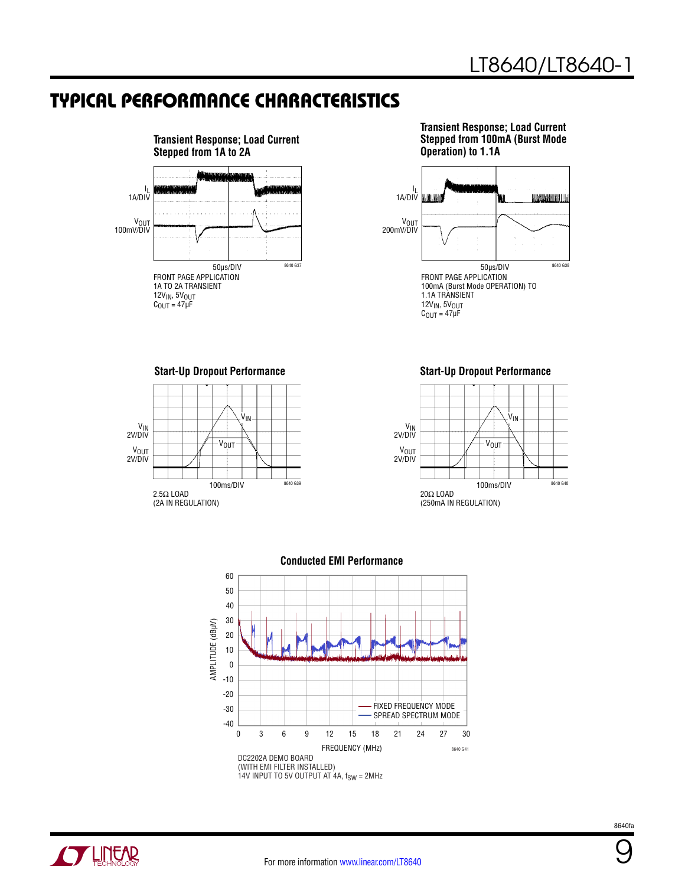## TYPICAL PERFORMANCE CHARACTERISTICS

**Transient Response; Load Current Stepped from 1A to 2A**

$I_L$ 1A/DIV

$V_{OUT}$ 100mV/DIV

50µs/DIV

8640 G37

FRONT PAGE APPLICATION
1A TO 2A TRANSIENT
$12V_{IN}$, $5V_{OUT}$
$C_{OUT}$ = 47µF

**Transient Response; Load Current Stepped from 100mA (Burst Mode Operation) to 1.1A**

$I_L$ 1A/DIV

$V_{OUT}$ 200mV/DIV

50µs/DIV

8640 G38

FRONT PAGE APPLICATION
100mA (Burst Mode OPERATION) TO
1.1A TRANSIENT
$12V_{IN}$, $5V_{OUT}$
$C_{OUT}$ = 47µF

**Start-Up Dropout Performance**

$V_{IN}$ 2V/DIV

$V_{OUT}$ 2V/DIV

100ms/DIV

8640 G39

2.5Ω LOAD
(2A IN REGULATION)

**Start-Up Dropout Performance**

$V_{IN}$ 2V/DIV

$V_{OUT}$ 2V/DIV

100ms/DIV

8640 G40

20Ω LOAD
(250mA IN REGULATION)

**Conducted EMI Performance**

AMPLITUDE (dBµV): -40 to 60

FREQUENCY (MHz): 0 to 30

FIXED FREQUENCY MODE
SPREAD SPECTRUM MODE

8640 G41

DC2202A DEMO BOARD
(WITH EMI FILTER INSTALLED)
14V INPUT TO 5V OUTPUT AT 4A, $f_{SW}$ = 2MHz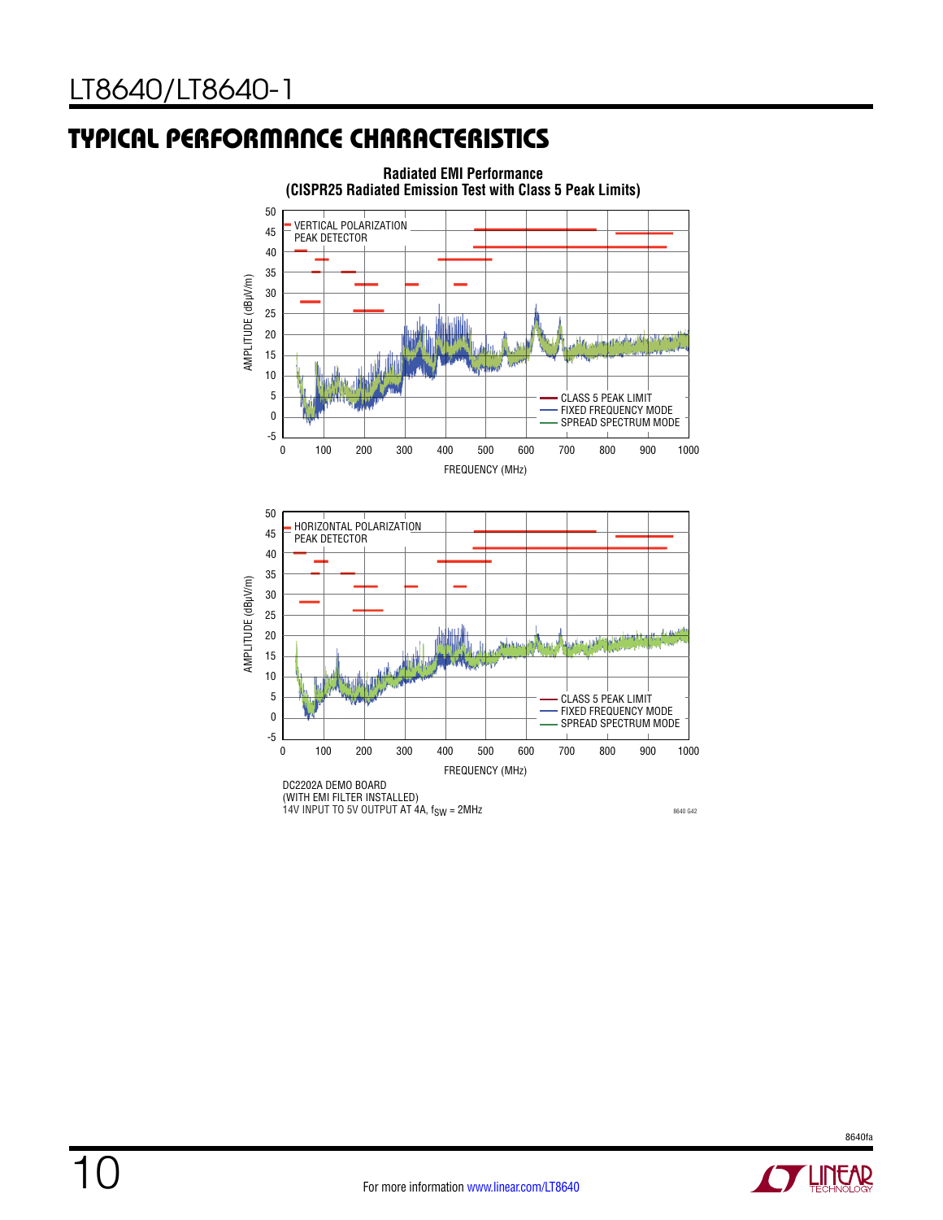## TYPICAL PERFORMANCE CHARACTERISTICS

**Radiated EMI Performance**
**(CISPR25 Radiated Emission Test with Class 5 Peak Limits)**

VERTICAL POLARIZATION
PEAK DETECTOR

AMPLITUDE (dBμV/m)

FREQUENCY (MHz)

CLASS 5 PEAK LIMIT
FIXED FREQUENCY MODE
SPREAD SPECTRUM MODE

HORIZONTAL POLARIZATION
PEAK DETECTOR

AMPLITUDE (dBμV/m)

FREQUENCY (MHz)

CLASS 5 PEAK LIMIT
FIXED FREQUENCY MODE
SPREAD SPECTRUM MODE

DC2202A DEMO BOARD
(WITH EMI FILTER INSTALLED)
14V INPUT TO 5V OUTPUT AT 4A, $f_{SW}$ = 2MHz

8640 G42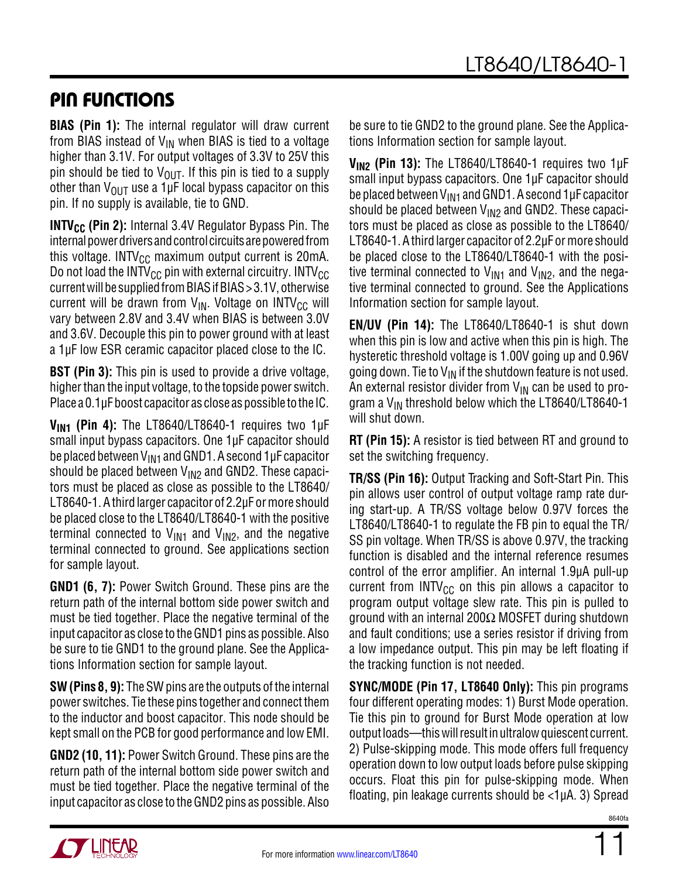# PIN FUNCTIONS

**BIAS (Pin 1):** The internal regulator will draw current from BIAS instead of $V_{IN}$ when BIAS is tied to a voltage higher than 3.1V. For output voltages of 3.3V to 25V this pin should be tied to $V_{OUT}$. If this pin is tied to a supply other than $V_{OUT}$ use a 1µF local bypass capacitor on this pin. If no supply is available, tie to GND.

**$INTV_{CC}$ (Pin 2):** Internal 3.4V Regulator Bypass Pin. The internal power drivers and control circuits are powered from this voltage. $INTV_{CC}$ maximum output current is 20mA. Do not load the $INTV_{CC}$ pin with external circuitry. $INTV_{CC}$ current will be supplied from BIAS if BIAS > 3.1V, otherwise current will be drawn from $V_{IN}$. Voltage on $INTV_{CC}$ will vary between 2.8V and 3.4V when BIAS is between 3.0V and 3.6V. Decouple this pin to power ground with at least a 1µF low ESR ceramic capacitor placed close to the IC.

**BST (Pin 3):** This pin is used to provide a drive voltage, higher than the input voltage, to the topside power switch. Place a 0.1µF boost capacitor as close as possible to the IC.

**$V_{IN1}$ (Pin 4):** The LT8640/LT8640-1 requires two 1µF small input bypass capacitors. One 1µF capacitor should be placed between $V_{IN1}$ and GND1. A second 1µF capacitor should be placed between $V_{IN2}$ and GND2. These capacitors must be placed as close as possible to the LT8640/LT8640-1. A third larger capacitor of 2.2µF or more should be placed close to the LT8640/LT8640-1 with the positive terminal connected to $V_{IN1}$ and $V_{IN2}$, and the negative terminal connected to ground. See applications section for sample layout.

**GND1 (6, 7):** Power Switch Ground. These pins are the return path of the internal bottom side power switch and must be tied together. Place the negative terminal of the input capacitor as close to the GND1 pins as possible. Also be sure to tie GND1 to the ground plane. See the Applications Information section for sample layout.

**SW (Pins 8, 9):** The SW pins are the outputs of the internal power switches. Tie these pins together and connect them to the inductor and boost capacitor. This node should be kept small on the PCB for good performance and low EMI.

**GND2 (10, 11):** Power Switch Ground. These pins are the return path of the internal bottom side power switch and must be tied together. Place the negative terminal of the input capacitor as close to the GND2 pins as possible. Also be sure to tie GND2 to the ground plane. See the Applications Information section for sample layout.

**$V_{IN2}$ (Pin 13):** The LT8640/LT8640-1 requires two 1µF small input bypass capacitors. One 1µF capacitor should be placed between $V_{IN1}$ and GND1. A second 1µF capacitor should be placed between $V_{IN2}$ and GND2. These capacitors must be placed as close as possible to the LT8640/LT8640-1. A third larger capacitor of 2.2µF or more should be placed close to the LT8640/LT8640-1 with the positive terminal connected to $V_{IN1}$ and $V_{IN2}$, and the negative terminal connected to ground. See the Applications Information section for sample layout.

**EN/UV (Pin 14):** The LT8640/LT8640-1 is shut down when this pin is low and active when this pin is high. The hysteretic threshold voltage is 1.00V going up and 0.96V going down. Tie to $V_{IN}$ if the shutdown feature is not used. An external resistor divider from $V_{IN}$ can be used to program a $V_{IN}$ threshold below which the LT8640/LT8640-1 will shut down.

**RT (Pin 15):** A resistor is tied between RT and ground to set the switching frequency.

**TR/SS (Pin 16):** Output Tracking and Soft-Start Pin. This pin allows user control of output voltage ramp rate during start-up. A TR/SS voltage below 0.97V forces the LT8640/LT8640-1 to regulate the FB pin to equal the TR/SS pin voltage. When TR/SS is above 0.97V, the tracking function is disabled and the internal reference resumes control of the error amplifier. An internal 1.9µA pull-up current from $INTV_{CC}$ on this pin allows a capacitor to program output voltage slew rate. This pin is pulled to ground with an internal 200Ω MOSFET during shutdown and fault conditions; use a series resistor if driving from a low impedance output. This pin may be left floating if the tracking function is not needed.

**SYNC/MODE (Pin 17, LT8640 Only):** This pin programs four different operating modes: 1) Burst Mode operation. Tie this pin to ground for Burst Mode operation at low output loads—this will result in ultralow quiescent current. 2) Pulse-skipping mode. This mode offers full frequency operation down to low output loads before pulse skipping occurs. Float this pin for pulse-skipping mode. When floating, pin leakage currents should be <1µA. 3) Spread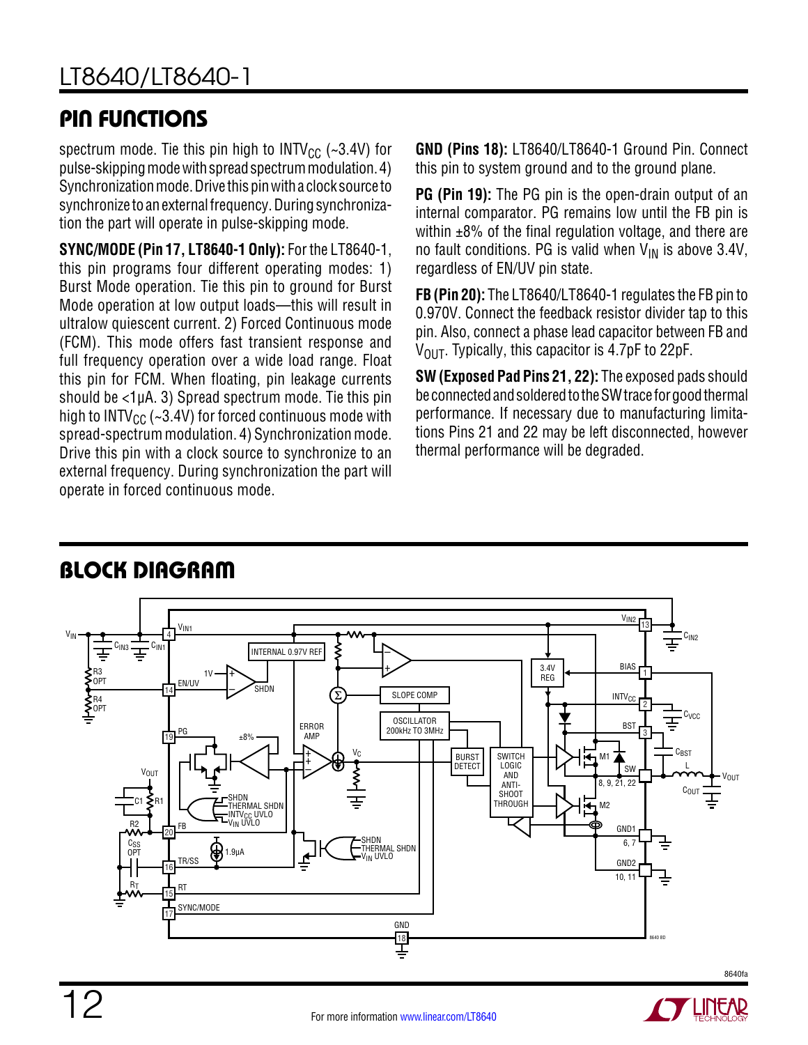## PIN FUNCTIONS

spectrum mode. Tie this pin high to $INTV_{CC}$ (~3.4V) for pulse-skipping mode with spread spectrum modulation. 4) Synchronization mode. Drive this pin with a clock source to synchronize to an external frequency. During synchronization the part will operate in pulse-skipping mode.

**SYNC/MODE (Pin 17, LT8640-1 Only):** For the LT8640-1, this pin programs four different operating modes: 1) Burst Mode operation. Tie this pin to ground for Burst Mode operation at low output loads—this will result in ultralow quiescent current. 2) Forced Continuous mode (FCM). This mode offers fast transient response and full frequency operation over a wide load range. Float this pin for FCM. When floating, pin leakage currents should be <1µA. 3) Spread spectrum mode. Tie this pin high to $INTV_{CC}$ (~3.4V) for forced continuous mode with spread-spectrum modulation. 4) Synchronization mode. Drive this pin with a clock source to synchronize to an external frequency. During synchronization the part will operate in forced continuous mode.

**GND (Pins 18):** LT8640/LT8640-1 Ground Pin. Connect this pin to system ground and to the ground plane.

**PG (Pin 19):** The PG pin is the open-drain output of an internal comparator. PG remains low until the FB pin is within ±8% of the final regulation voltage, and there are no fault conditions. PG is valid when $V_{IN}$ is above 3.4V, regardless of EN/UV pin state.

**FB (Pin 20):** The LT8640/LT8640-1 regulates the FB pin to 0.970V. Connect the feedback resistor divider tap to this pin. Also, connect a phase lead capacitor between FB and $V_{OUT}$. Typically, this capacitor is 4.7pF to 22pF.

**SW (Exposed Pad Pins 21, 22):** The exposed pads should be connected and soldered to the SW trace for good thermal performance. If necessary due to manufacturing limitations Pins 21 and 22 may be left disconnected, however thermal performance will be degraded.

## BLOCK DIAGRAM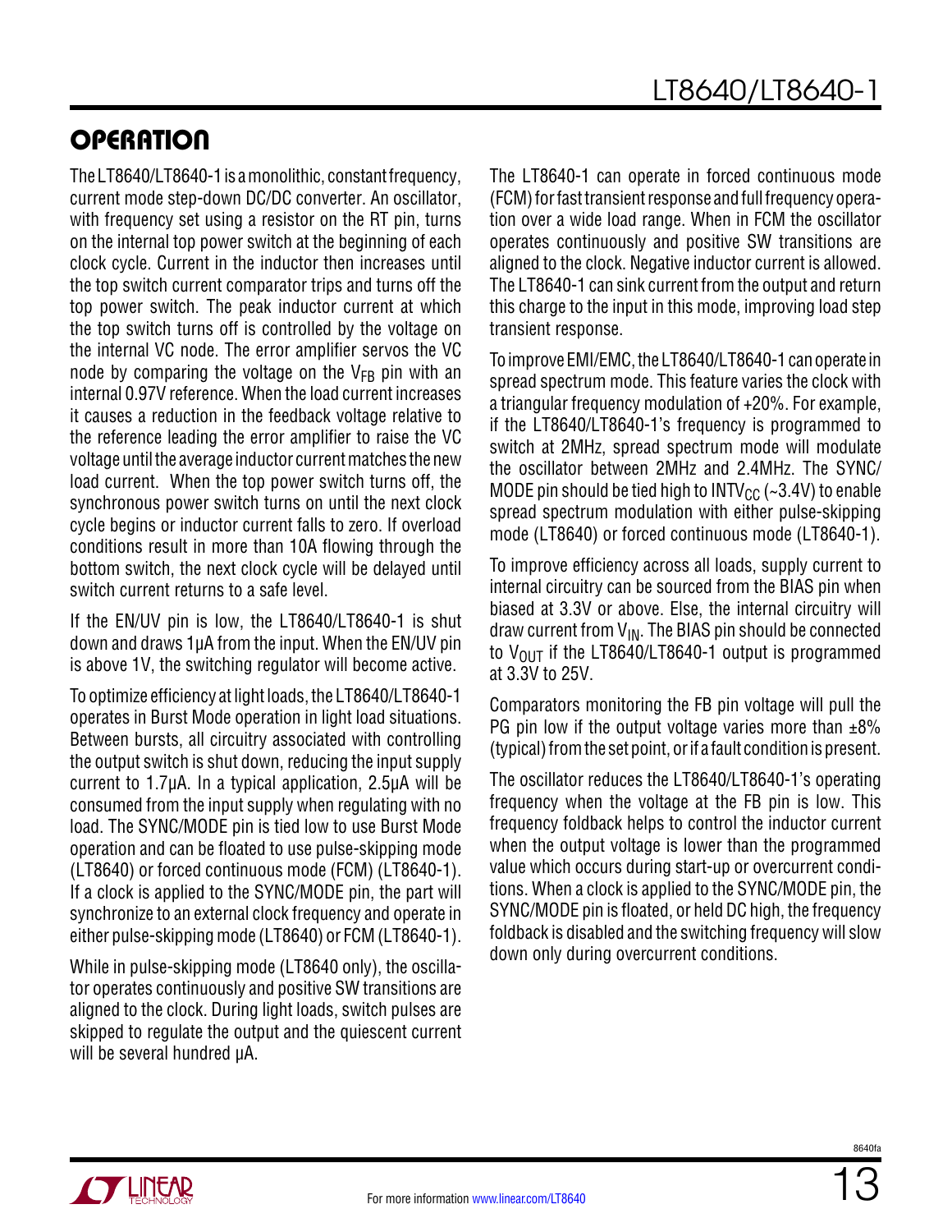## OPERATION

The LT8640/LT8640-1 is a monolithic, constant frequency, current mode step-down DC/DC converter. An oscillator, with frequency set using a resistor on the RT pin, turns on the internal top power switch at the beginning of each clock cycle. Current in the inductor then increases until the top switch current comparator trips and turns off the top power switch. The peak inductor current at which the top switch turns off is controlled by the voltage on the internal VC node. The error amplifier servos the VC node by comparing the voltage on the $V_{FB}$ pin with an internal 0.97V reference. When the load current increases it causes a reduction in the feedback voltage relative to the reference leading the error amplifier to raise the VC voltage until the average inductor current matches the new load current. When the top power switch turns off, the synchronous power switch turns on until the next clock cycle begins or inductor current falls to zero. If overload conditions result in more than 10A flowing through the bottom switch, the next clock cycle will be delayed until switch current returns to a safe level.

If the EN/UV pin is low, the LT8640/LT8640-1 is shut down and draws 1µA from the input. When the EN/UV pin is above 1V, the switching regulator will become active.

To optimize efficiency at light loads, the LT8640/LT8640-1 operates in Burst Mode operation in light load situations. Between bursts, all circuitry associated with controlling the output switch is shut down, reducing the input supply current to 1.7µA. In a typical application, 2.5µA will be consumed from the input supply when regulating with no load. The SYNC/MODE pin is tied low to use Burst Mode operation and can be floated to use pulse-skipping mode (LT8640) or forced continuous mode (FCM) (LT8640-1). If a clock is applied to the SYNC/MODE pin, the part will synchronize to an external clock frequency and operate in either pulse-skipping mode (LT8640) or FCM (LT8640-1).

While in pulse-skipping mode (LT8640 only), the oscillator operates continuously and positive SW transitions are aligned to the clock. During light loads, switch pulses are skipped to regulate the output and the quiescent current will be several hundred µA.

The LT8640-1 can operate in forced continuous mode (FCM) for fast transient response and full frequency operation over a wide load range. When in FCM the oscillator operates continuously and positive SW transitions are aligned to the clock. Negative inductor current is allowed. The LT8640-1 can sink current from the output and return this charge to the input in this mode, improving load step transient response.

To improve EMI/EMC, the LT8640/LT8640-1 can operate in spread spectrum mode. This feature varies the clock with a triangular frequency modulation of +20%. For example, if the LT8640/LT8640-1's frequency is programmed to switch at 2MHz, spread spectrum mode will modulate the oscillator between 2MHz and 2.4MHz. The SYNC/MODE pin should be tied high to $INTV_{CC}$ (~3.4V) to enable spread spectrum modulation with either pulse-skipping mode (LT8640) or forced continuous mode (LT8640-1).

To improve efficiency across all loads, supply current to internal circuitry can be sourced from the BIAS pin when biased at 3.3V or above. Else, the internal circuitry will draw current from $V_{IN}$. The BIAS pin should be connected to $V_{OUT}$ if the LT8640/LT8640-1 output is programmed at 3.3V to 25V.

Comparators monitoring the FB pin voltage will pull the PG pin low if the output voltage varies more than ±8% (typical) from the set point, or if a fault condition is present.

The oscillator reduces the LT8640/LT8640-1's operating frequency when the voltage at the FB pin is low. This frequency foldback helps to control the inductor current when the output voltage is lower than the programmed value which occurs during start-up or overcurrent conditions. When a clock is applied to the SYNC/MODE pin, the SYNC/MODE pin is floated, or held DC high, the frequency foldback is disabled and the switching frequency will slow down only during overcurrent conditions.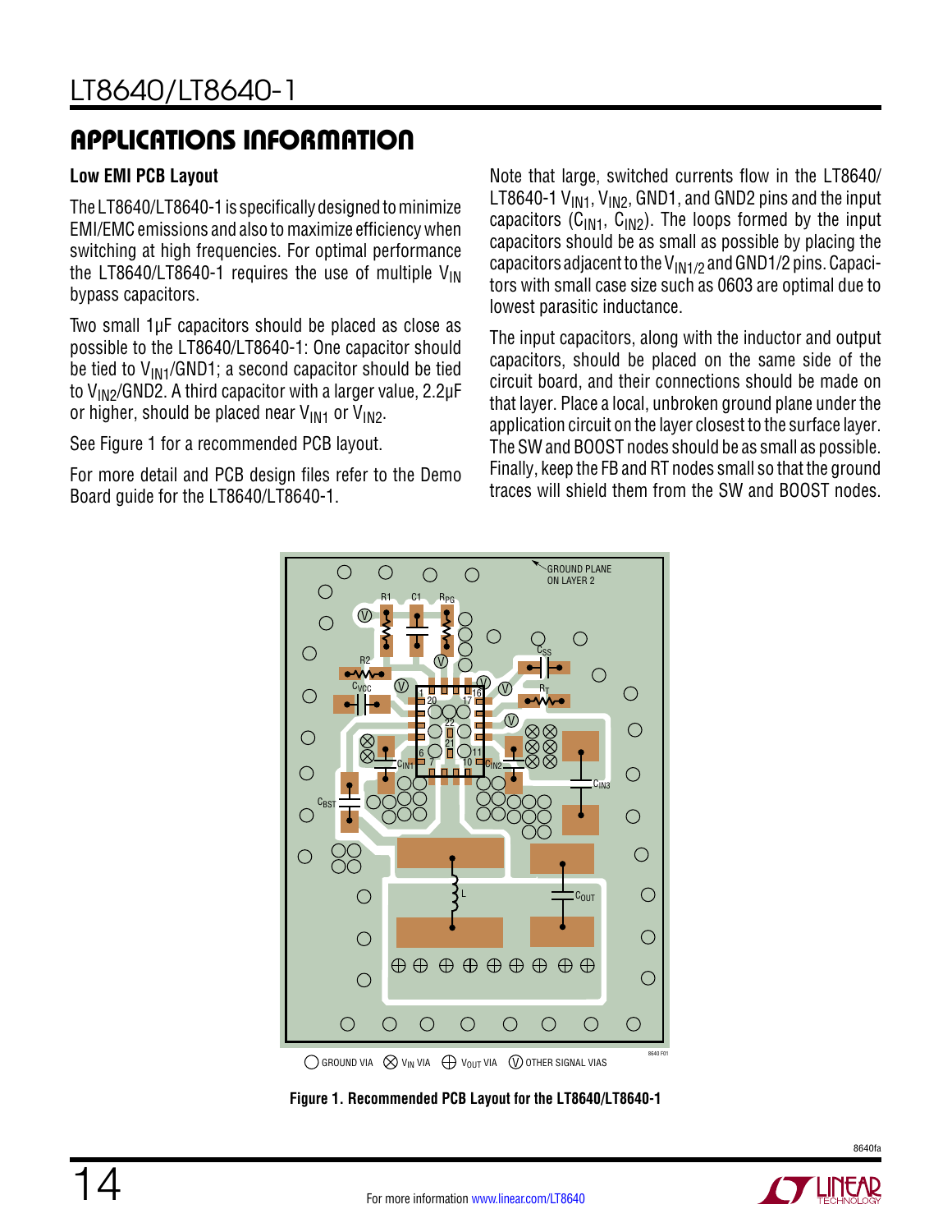## APPLICATIONS INFORMATION

### Low EMI PCB Layout

The LT8640/LT8640-1 is specifically designed to minimize EMI/EMC emissions and also to maximize efficiency when switching at high frequencies. For optimal performance the LT8640/LT8640-1 requires the use of multiple $V_{IN}$ bypass capacitors.

Two small 1µF capacitors should be placed as close as possible to the LT8640/LT8640-1: One capacitor should be tied to $V_{IN1}$/GND1; a second capacitor should be tied to $V_{IN2}$/GND2. A third capacitor with a larger value, 2.2µF or higher, should be placed near $V_{IN1}$ or $V_{IN2}$.

See Figure 1 for a recommended PCB layout.

For more detail and PCB design files refer to the Demo Board guide for the LT8640/LT8640-1.

Note that large, switched currents flow in the LT8640/LT8640-1 $V_{IN1}$, $V_{IN2}$, GND1, and GND2 pins and the input capacitors ($C_{IN1}$, $C_{IN2}$). The loops formed by the input capacitors should be as small as possible by placing the capacitors adjacent to the $V_{IN1/2}$ and GND1/2 pins. Capacitors with small case size such as 0603 are optimal due to lowest parasitic inductance.

The input capacitors, along with the inductor and output capacitors, should be placed on the same side of the circuit board, and their connections should be made on that layer. Place a local, unbroken ground plane under the application circuit on the layer closest to the surface layer. The SW and BOOST nodes should be as small as possible. Finally, keep the FB and RT nodes small so that the ground traces will shield them from the SW and BOOST nodes.

GROUND VIA ⊗ $V_{IN}$ VIA ⊕ $V_{OUT}$ VIA Ⓥ OTHER SIGNAL VIAS

**Figure 1. Recommended PCB Layout for the LT8640/LT8640-1**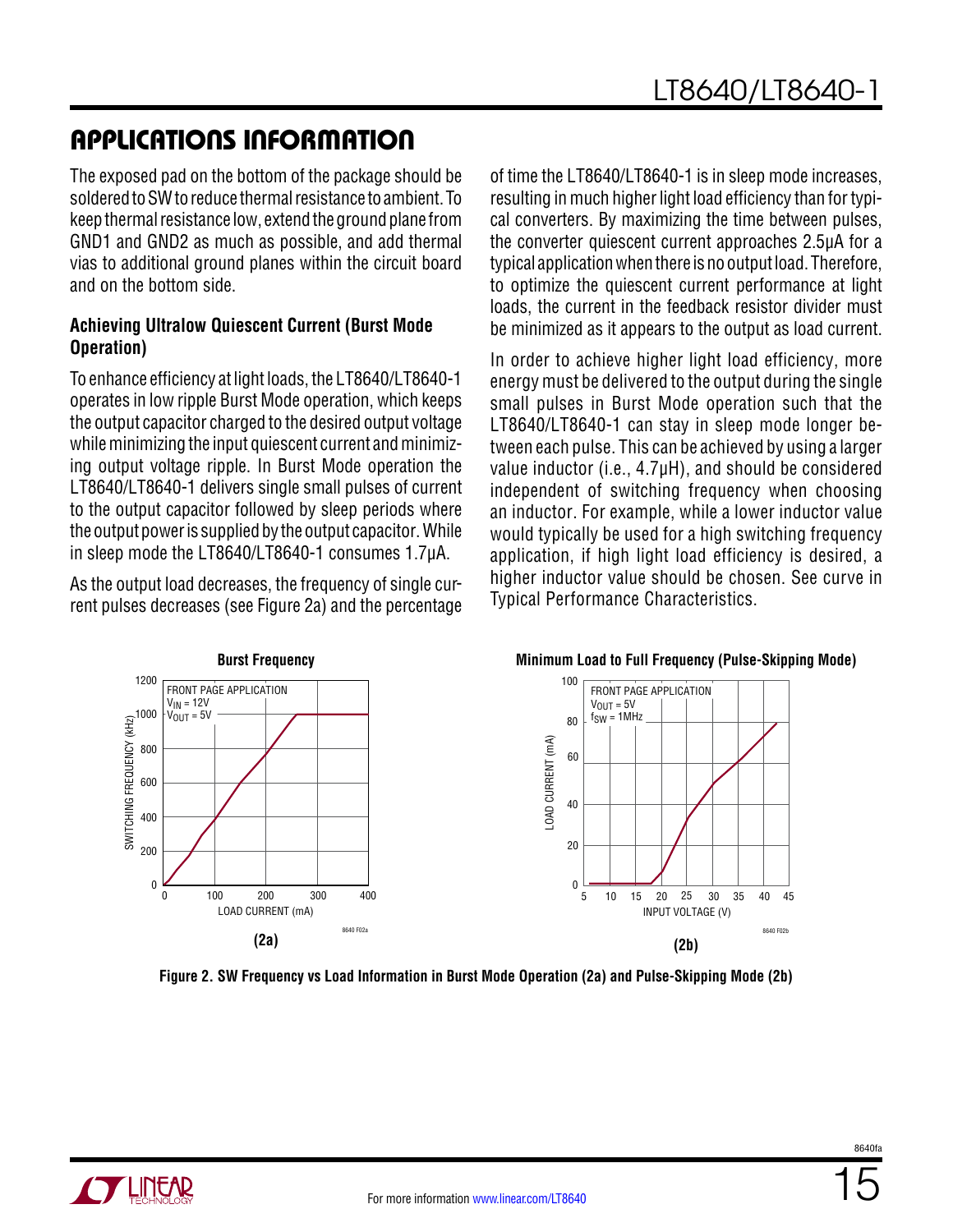## APPLICATIONS INFORMATION

The exposed pad on the bottom of the package should be soldered to SW to reduce thermal resistance to ambient. To keep thermal resistance low, extend the ground plane from GND1 and GND2 as much as possible, and add thermal vias to additional ground planes within the circuit board and on the bottom side.

### Achieving Ultralow Quiescent Current (Burst Mode Operation)

To enhance efficiency at light loads, the LT8640/LT8640-1 operates in low ripple Burst Mode operation, which keeps the output capacitor charged to the desired output voltage while minimizing the input quiescent current and minimizing output voltage ripple. In Burst Mode operation the LT8640/LT8640-1 delivers single small pulses of current to the output capacitor followed by sleep periods where the output power is supplied by the output capacitor. While in sleep mode the LT8640/LT8640-1 consumes 1.7µA.

As the output load decreases, the frequency of single current pulses decreases (see Figure 2a) and the percentage of time the LT8640/LT8640-1 is in sleep mode increases, resulting in much higher light load efficiency than for typical converters. By maximizing the time between pulses, the converter quiescent current approaches 2.5µA for a typical application when there is no output load. Therefore, to optimize the quiescent current performance at light loads, the current in the feedback resistor divider must be minimized as it appears to the output as load current.

In order to achieve higher light load efficiency, more energy must be delivered to the output during the single small pulses in Burst Mode operation such that the LT8640/LT8640-1 can stay in sleep mode longer between each pulse. This can be achieved by using a larger value inductor (i.e., 4.7µH), and should be considered independent of switching frequency when choosing an inductor. For example, while a lower inductor value would typically be used for a high switching frequency application, if high light load efficiency is desired, a higher inductor value should be chosen. See curve in Typical Performance Characteristics.

**Figure 2. SW Frequency vs Load Information in Burst Mode Operation (2a) and Pulse-Skipping Mode (2b)**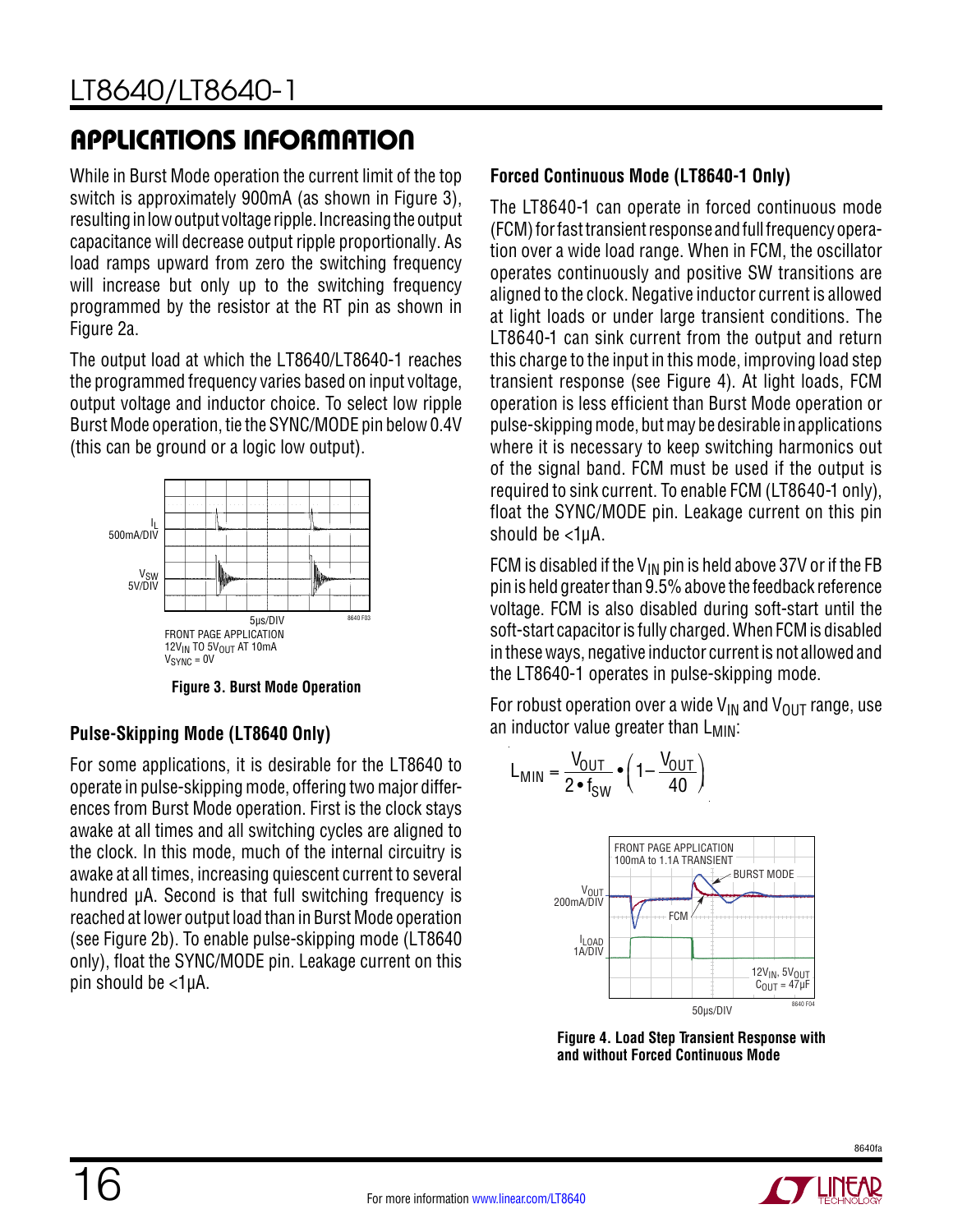## APPLICATIONS INFORMATION

While in Burst Mode operation the current limit of the top switch is approximately 900mA (as shown in Figure 3), resulting in low output voltage ripple. Increasing the output capacitance will decrease output ripple proportionally. As load ramps upward from zero the switching frequency will increase but only up to the switching frequency programmed by the resistor at the RT pin as shown in Figure 2a.

The output load at which the LT8640/LT8640-1 reaches the programmed frequency varies based on input voltage, output voltage and inductor choice. To select low ripple Burst Mode operation, tie the SYNC/MODE pin below 0.4V (this can be ground or a logic low output).

**Figure 3. Burst Mode Operation**

### Pulse-Skipping Mode (LT8640 Only)

For some applications, it is desirable for the LT8640 to operate in pulse-skipping mode, offering two major differences from Burst Mode operation. First is the clock stays awake at all times and all switching cycles are aligned to the clock. In this mode, much of the internal circuitry is awake at all times, increasing quiescent current to several hundred µA. Second is that full switching frequency is reached at lower output load than in Burst Mode operation (see Figure 2b). To enable pulse-skipping mode (LT8640 only), float the SYNC/MODE pin. Leakage current on this pin should be <1µA.

### Forced Continuous Mode (LT8640-1 Only)

The LT8640-1 can operate in forced continuous mode (FCM) for fast transient response and full frequency operation over a wide load range. When in FCM, the oscillator operates continuously and positive SW transitions are aligned to the clock. Negative inductor current is allowed at light loads or under large transient conditions. The LT8640-1 can sink current from the output and return this charge to the input in this mode, improving load step transient response (see Figure 4). At light loads, FCM operation is less efficient than Burst Mode operation or pulse-skipping mode, but may be desirable in applications where it is necessary to keep switching harmonics out of the signal band. FCM must be used if the output is required to sink current. To enable FCM (LT8640-1 only), float the SYNC/MODE pin. Leakage current on this pin should be <1µA.

FCM is disabled if the $V_{IN}$ pin is held above 37V or if the FB pin is held greater than 9.5% above the feedback reference voltage. FCM is also disabled during soft-start until the soft-start capacitor is fully charged. When FCM is disabled in these ways, negative inductor current is not allowed and the LT8640-1 operates in pulse-skipping mode.

For robust operation over a wide $V_{IN}$ and $V_{OUT}$ range, use an inductor value greater than $L_{MIN}$:

$$L_{MIN} = \frac{V_{OUT}}{2 \cdot f_{SW}} \cdot \left(1 - \frac{V_{OUT}}{40}\right)$$

**Figure 4. Load Step Transient Response with and without Forced Continuous Mode**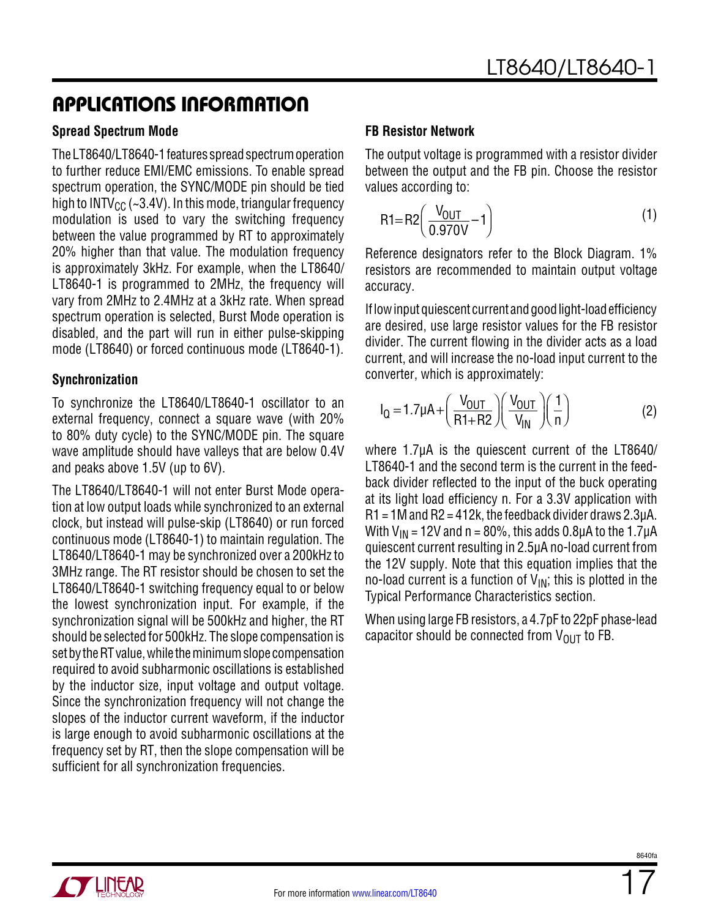## APPLICATIONS INFORMATION

### Spread Spectrum Mode

The LT8640/LT8640-1 features spread spectrum operation to further reduce EMI/EMC emissions. To enable spread spectrum operation, the SYNC/MODE pin should be tied high to $INTV_{CC}$ (~3.4V). In this mode, triangular frequency modulation is used to vary the switching frequency between the value programmed by RT to approximately 20% higher than that value. The modulation frequency is approximately 3kHz. For example, when the LT8640/LT8640-1 is programmed to 2MHz, the frequency will vary from 2MHz to 2.4MHz at a 3kHz rate. When spread spectrum operation is selected, Burst Mode operation is disabled, and the part will run in either pulse-skipping mode (LT8640) or forced continuous mode (LT8640-1).

### Synchronization

To synchronize the LT8640/LT8640-1 oscillator to an external frequency, connect a square wave (with 20% to 80% duty cycle) to the SYNC/MODE pin. The square wave amplitude should have valleys that are below 0.4V and peaks above 1.5V (up to 6V).

The LT8640/LT8640-1 will not enter Burst Mode operation at low output loads while synchronized to an external clock, but instead will pulse-skip (LT8640) or run forced continuous mode (LT8640-1) to maintain regulation. The LT8640/LT8640-1 may be synchronized over a 200kHz to 3MHz range. The RT resistor should be chosen to set the LT8640/LT8640-1 switching frequency equal to or below the lowest synchronization input. For example, if the synchronization signal will be 500kHz and higher, the RT should be selected for 500kHz. The slope compensation is set by the RT value, while the minimum slope compensation required to avoid subharmonic oscillations is established by the inductor size, input voltage and output voltage. Since the synchronization frequency will not change the slopes of the inductor current waveform, if the inductor is large enough to avoid subharmonic oscillations at the frequency set by RT, then the slope compensation will be sufficient for all synchronization frequencies.

### FB Resistor Network

The output voltage is programmed with a resistor divider between the output and the FB pin. Choose the resistor values according to:

$$R1 = R2\left(\frac{V_{OUT}}{0.970V} - 1\right) \qquad (1)$$

Reference designators refer to the Block Diagram. 1% resistors are recommended to maintain output voltage accuracy.

If low input quiescent current and good light-load efficiency are desired, use large resistor values for the FB resistor divider. The current flowing in the divider acts as a load current, and will increase the no-load input current to the converter, which is approximately:

$$I_Q = 1.7\mu A + \left(\frac{V_{OUT}}{R1 + R2}\right)\left(\frac{V_{OUT}}{V_{IN}}\right)\left(\frac{1}{n}\right) \qquad (2)$$

where 1.7µA is the quiescent current of the LT8640/LT8640-1 and the second term is the current in the feedback divider reflected to the input of the buck operating at its light load efficiency n. For a 3.3V application with R1 = 1M and R2 = 412k, the feedback divider draws 2.3µA. With $V_{IN}$ = 12V and n = 80%, this adds 0.8µA to the 1.7µA quiescent current resulting in 2.5µA no-load current from the 12V supply. Note that this equation implies that the no-load current is a function of $V_{IN}$; this is plotted in the Typical Performance Characteristics section.

When using large FB resistors, a 4.7pF to 22pF phase-lead capacitor should be connected from $V_{OUT}$ to FB.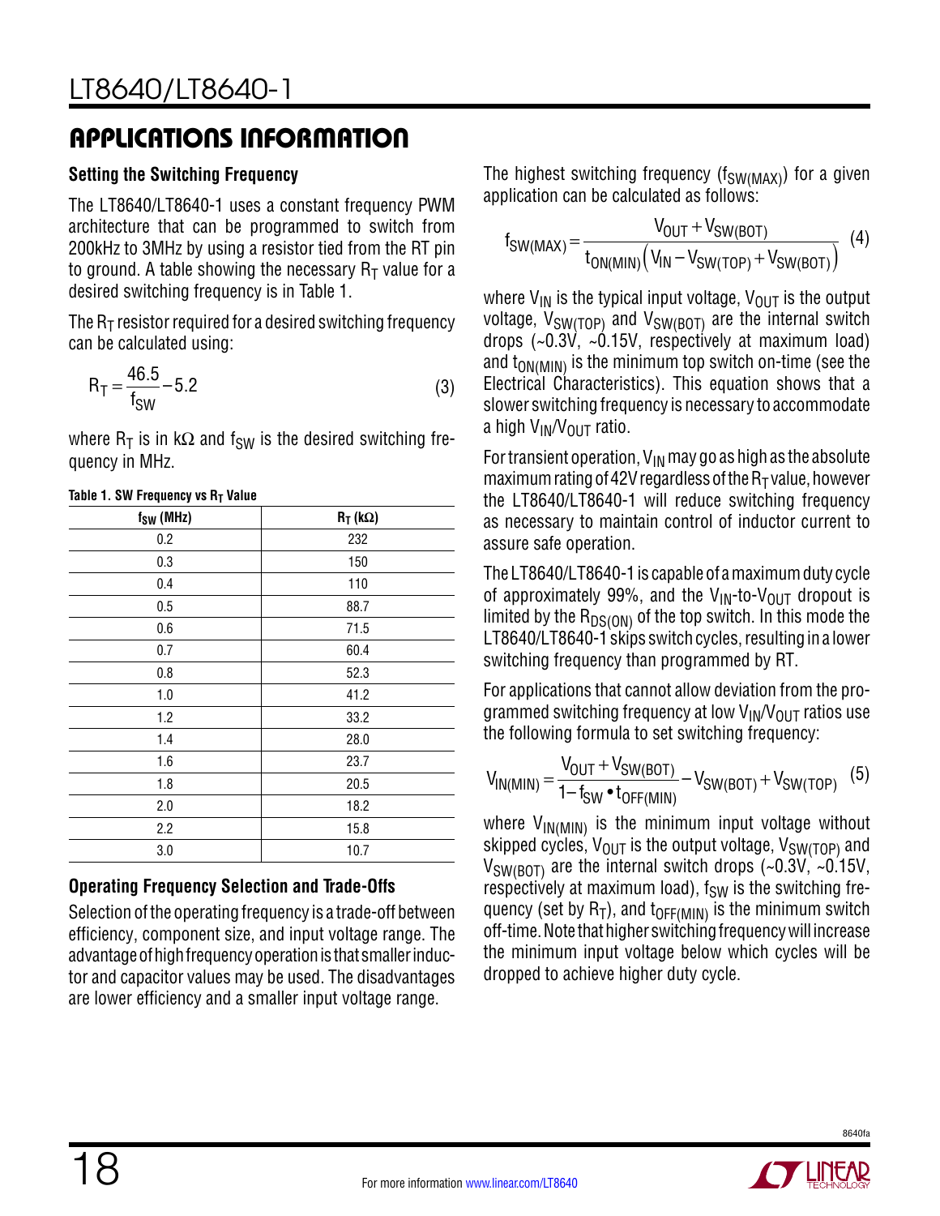## APPLICATIONS INFORMATION

### Setting the Switching Frequency

The LT8640/LT8640-1 uses a constant frequency PWM architecture that can be programmed to switch from 200kHz to 3MHz by using a resistor tied from the RT pin to ground. A table showing the necessary $R_T$ value for a desired switching frequency is in Table 1.

The $R_T$ resistor required for a desired switching frequency can be calculated using:

$$R_T = \frac{46.5}{f_{SW}} - 5.2 \quad (3)$$

where $R_T$ is in kΩ and $f_{SW}$ is the desired switching frequency in MHz.

**Table 1. SW Frequency vs $R_T$ Value**

| $f_{SW}$ (MHz) | $R_T$ (kΩ) |
|---|---|
| 0.2 | 232 |
| 0.3 | 150 |
| 0.4 | 110 |
| 0.5 | 88.7 |
| 0.6 | 71.5 |
| 0.7 | 60.4 |
| 0.8 | 52.3 |
| 1.0 | 41.2 |
| 1.2 | 33.2 |
| 1.4 | 28.0 |
| 1.6 | 23.7 |
| 1.8 | 20.5 |
| 2.0 | 18.2 |
| 2.2 | 15.8 |
| 3.0 | 10.7 |

### Operating Frequency Selection and Trade-Offs

Selection of the operating frequency is a trade-off between efficiency, component size, and input voltage range. The advantage of high frequency operation is that smaller inductor and capacitor values may be used. The disadvantages are lower efficiency and a smaller input voltage range.

The highest switching frequency ($f_{SW(MAX)}$) for a given application can be calculated as follows:

$$f_{SW(MAX)} = \frac{V_{OUT} + V_{SW(BOT)}}{t_{ON(MIN)}\left(V_{IN} - V_{SW(TOP)} + V_{SW(BOT)}\right)} \quad (4)$$

where $V_{IN}$ is the typical input voltage, $V_{OUT}$ is the output voltage, $V_{SW(TOP)}$ and $V_{SW(BOT)}$ are the internal switch drops (~0.3V, ~0.15V, respectively at maximum load) and $t_{ON(MIN)}$ is the minimum top switch on-time (see the Electrical Characteristics). This equation shows that a slower switching frequency is necessary to accommodate a high $V_{IN}/V_{OUT}$ ratio.

For transient operation, $V_{IN}$ may go as high as the absolute maximum rating of 42V regardless of the $R_T$ value, however the LT8640/LT8640-1 will reduce switching frequency as necessary to maintain control of inductor current to assure safe operation.

The LT8640/LT8640-1 is capable of a maximum duty cycle of approximately 99%, and the $V_{IN}$-to-$V_{OUT}$ dropout is limited by the $R_{DS(ON)}$ of the top switch. In this mode the LT8640/LT8640-1 skips switch cycles, resulting in a lower switching frequency than programmed by RT.

For applications that cannot allow deviation from the programmed switching frequency at low $V_{IN}/V_{OUT}$ ratios use the following formula to set switching frequency:

$$V_{IN(MIN)} = \frac{V_{OUT} + V_{SW(BOT)}}{1 - f_{SW} \bullet t_{OFF(MIN)}} - V_{SW(BOT)} + V_{SW(TOP)} \quad (5)$$

where $V_{IN(MIN)}$ is the minimum input voltage without skipped cycles, $V_{OUT}$ is the output voltage, $V_{SW(TOP)}$ and $V_{SW(BOT)}$ are the internal switch drops (~0.3V, ~0.15V, respectively at maximum load), $f_{SW}$ is the switching frequency (set by $R_T$), and $t_{OFF(MIN)}$ is the minimum switch off-time. Note that higher switching frequency will increase the minimum input voltage below which cycles will be dropped to achieve higher duty cycle.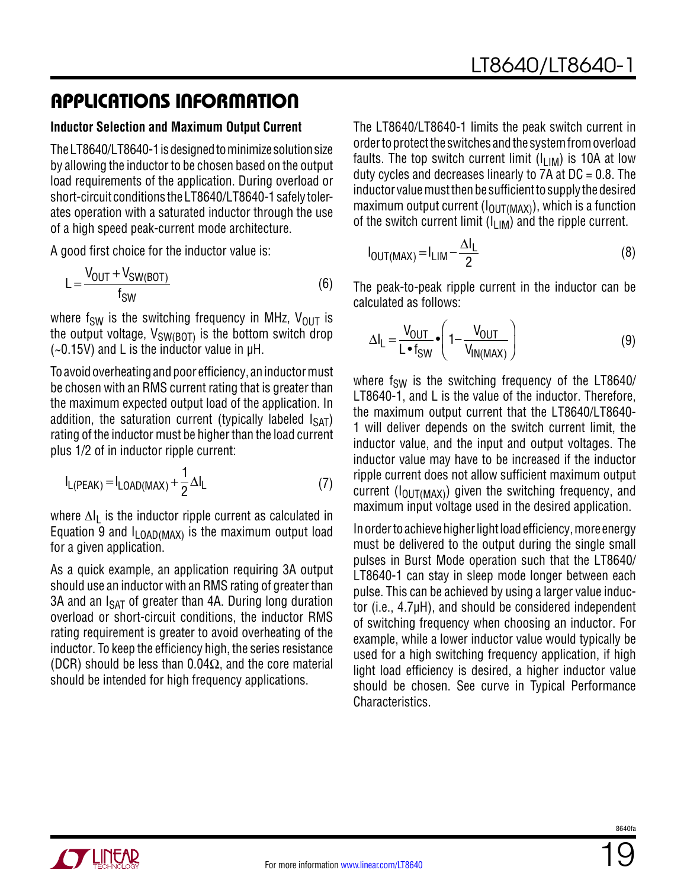## APPLICATIONS INFORMATION

### Inductor Selection and Maximum Output Current

The LT8640/LT8640-1 is designed to minimize solution size by allowing the inductor to be chosen based on the output load requirements of the application. During overload or short-circuit conditions the LT8640/LT8640-1 safely tolerates operation with a saturated inductor through the use of a high speed peak-current mode architecture.

A good first choice for the inductor value is:

$$L = \frac{V_{OUT} + V_{SW(BOT)}}{f_{SW}} \quad (6)$$

where $f_{SW}$ is the switching frequency in MHz, $V_{OUT}$ is the output voltage, $V_{SW(BOT)}$ is the bottom switch drop (~0.15V) and L is the inductor value in µH.

To avoid overheating and poor efficiency, an inductor must be chosen with an RMS current rating that is greater than the maximum expected output load of the application. In addition, the saturation current (typically labeled $I_{SAT}$) rating of the inductor must be higher than the load current plus 1/2 of in inductor ripple current:

$$I_{L(PEAK)} = I_{LOAD(MAX)} + \frac{1}{2}\Delta I_L \quad (7)$$

where $\Delta I_L$ is the inductor ripple current as calculated in Equation 9 and $I_{LOAD(MAX)}$ is the maximum output load for a given application.

As a quick example, an application requiring 3A output should use an inductor with an RMS rating of greater than 3A and an $I_{SAT}$ of greater than 4A. During long duration overload or short-circuit conditions, the inductor RMS rating requirement is greater to avoid overheating of the inductor. To keep the efficiency high, the series resistance (DCR) should be less than 0.04Ω, and the core material should be intended for high frequency applications.

The LT8640/LT8640-1 limits the peak switch current in order to protect the switches and the system from overload faults. The top switch current limit ($I_{LIM}$) is 10A at low duty cycles and decreases linearly to 7A at DC = 0.8. The inductor value must then be sufficient to supply the desired maximum output current ($I_{OUT(MAX)}$), which is a function of the switch current limit ($I_{LIM}$) and the ripple current.

$$I_{OUT(MAX)} = I_{LIM} - \frac{\Delta I_L}{2} \quad (8)$$

The peak-to-peak ripple current in the inductor can be calculated as follows:

$$\Delta I_L = \frac{V_{OUT}}{L \cdot f_{SW}} \cdot \left(1 - \frac{V_{OUT}}{V_{IN(MAX)}}\right) \quad (9)$$

where $f_{SW}$ is the switching frequency of the LT8640/LT8640-1, and L is the value of the inductor. Therefore, the maximum output current that the LT8640/LT8640-1 will deliver depends on the switch current limit, the inductor value, and the input and output voltages. The inductor value may have to be increased if the inductor ripple current does not allow sufficient maximum output current ($I_{OUT(MAX)}$) given the switching frequency, and maximum input voltage used in the desired application.

In order to achieve higher light load efficiency, more energy must be delivered to the output during the single small pulses in Burst Mode operation such that the LT8640/LT8640-1 can stay in sleep mode longer between each pulse. This can be achieved by using a larger value inductor (i.e., 4.7µH), and should be considered independent of switching frequency when choosing an inductor. For example, while a lower inductor value would typically be used for a high switching frequency application, if high light load efficiency is desired, a higher inductor value should be chosen. See curve in Typical Performance Characteristics.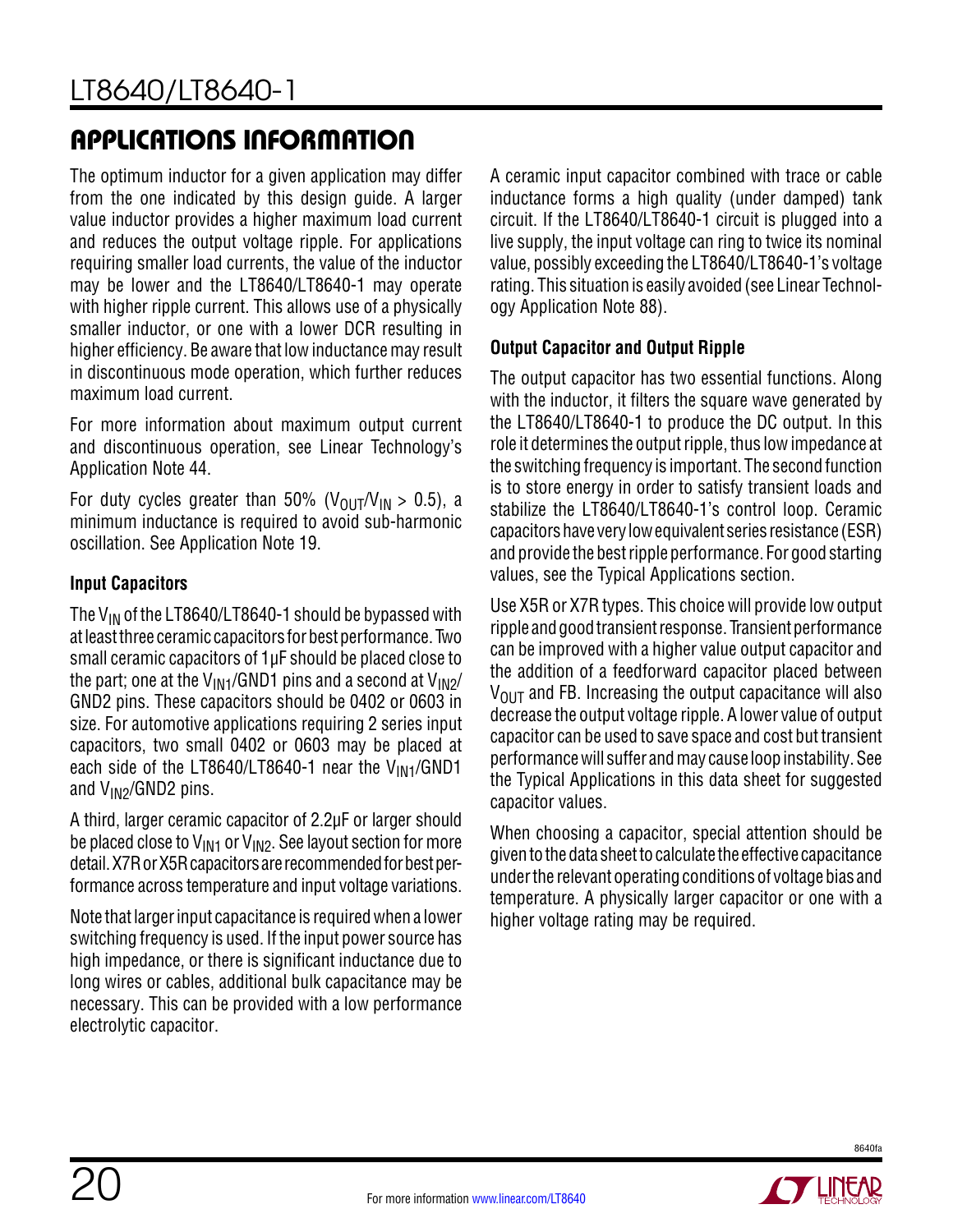## APPLICATIONS INFORMATION

The optimum inductor for a given application may differ from the one indicated by this design guide. A larger value inductor provides a higher maximum load current and reduces the output voltage ripple. For applications requiring smaller load currents, the value of the inductor may be lower and the LT8640/LT8640-1 may operate with higher ripple current. This allows use of a physically smaller inductor, or one with a lower DCR resulting in higher efficiency. Be aware that low inductance may result in discontinuous mode operation, which further reduces maximum load current.

For more information about maximum output current and discontinuous operation, see Linear Technology's Application Note 44.

For duty cycles greater than 50% ($V_{OUT}/V_{IN} > 0.5$), a minimum inductance is required to avoid sub-harmonic oscillation. See Application Note 19.

### Input Capacitors

The $V_{IN}$ of the LT8640/LT8640-1 should be bypassed with at least three ceramic capacitors for best performance. Two small ceramic capacitors of 1µF should be placed close to the part; one at the $V_{IN1}$/GND1 pins and a second at $V_{IN2}$/GND2 pins. These capacitors should be 0402 or 0603 in size. For automotive applications requiring 2 series input capacitors, two small 0402 or 0603 may be placed at each side of the LT8640/LT8640-1 near the $V_{IN1}$/GND1 and $V_{IN2}$/GND2 pins.

A third, larger ceramic capacitor of 2.2µF or larger should be placed close to $V_{IN1}$ or $V_{IN2}$. See layout section for more detail. X7R or X5R capacitors are recommended for best performance across temperature and input voltage variations.

Note that larger input capacitance is required when a lower switching frequency is used. If the input power source has high impedance, or there is significant inductance due to long wires or cables, additional bulk capacitance may be necessary. This can be provided with a low performance electrolytic capacitor.

A ceramic input capacitor combined with trace or cable inductance forms a high quality (under damped) tank circuit. If the LT8640/LT8640-1 circuit is plugged into a live supply, the input voltage can ring to twice its nominal value, possibly exceeding the LT8640/LT8640-1's voltage rating. This situation is easily avoided (see Linear Technology Application Note 88).

### Output Capacitor and Output Ripple

The output capacitor has two essential functions. Along with the inductor, it filters the square wave generated by the LT8640/LT8640-1 to produce the DC output. In this role it determines the output ripple, thus low impedance at the switching frequency is important. The second function is to store energy in order to satisfy transient loads and stabilize the LT8640/LT8640-1's control loop. Ceramic capacitors have very low equivalent series resistance (ESR) and provide the best ripple performance. For good starting values, see the Typical Applications section.

Use X5R or X7R types. This choice will provide low output ripple and good transient response. Transient performance can be improved with a higher value output capacitor and the addition of a feedforward capacitor placed between $V_{OUT}$ and FB. Increasing the output capacitance will also decrease the output voltage ripple. A lower value of output capacitor can be used to save space and cost but transient performance will suffer and may cause loop instability. See the Typical Applications in this data sheet for suggested capacitor values.

When choosing a capacitor, special attention should be given to the data sheet to calculate the effective capacitance under the relevant operating conditions of voltage bias and temperature. A physically larger capacitor or one with a higher voltage rating may be required.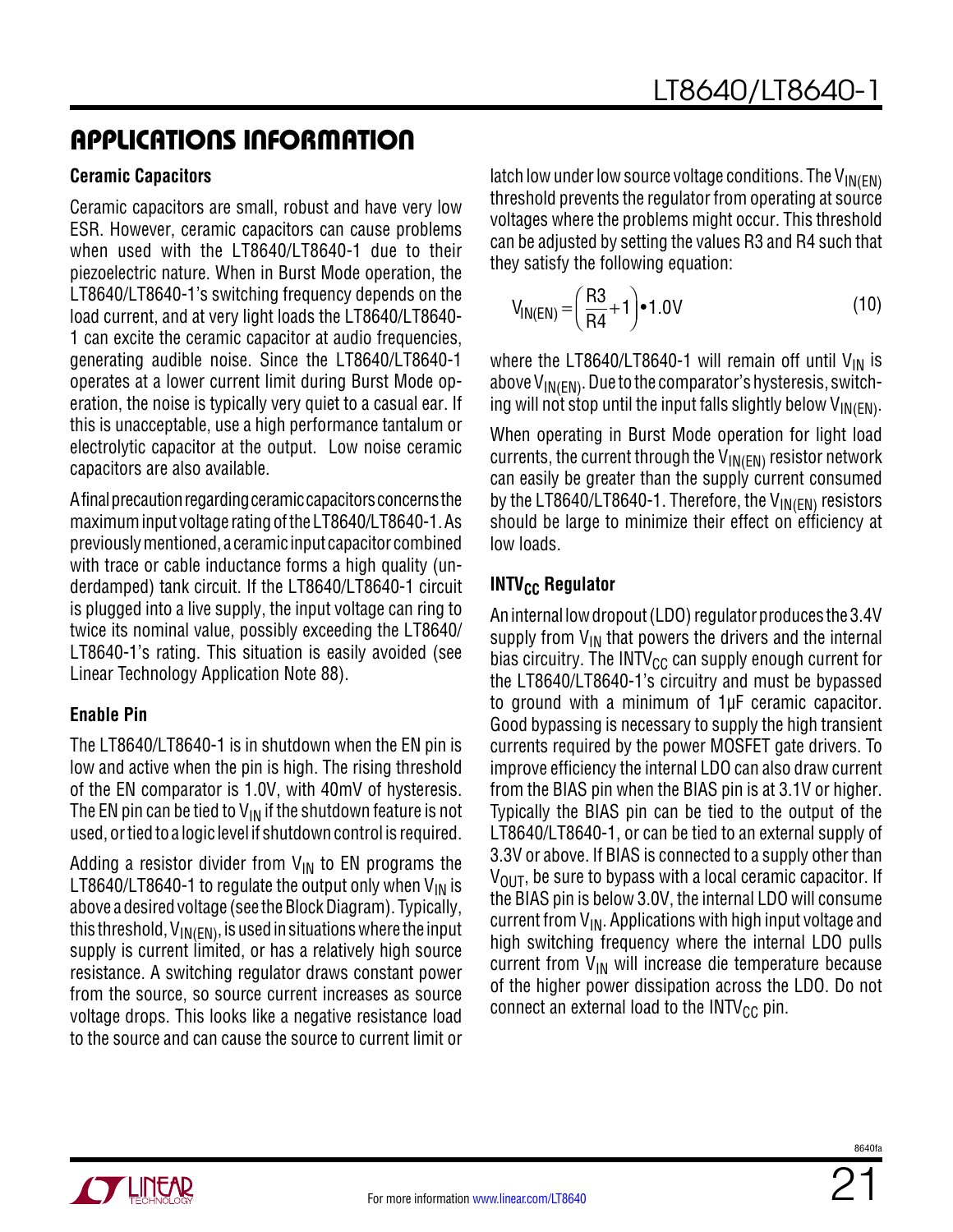## APPLICATIONS INFORMATION

### Ceramic Capacitors

Ceramic capacitors are small, robust and have very low ESR. However, ceramic capacitors can cause problems when used with the LT8640/LT8640-1 due to their piezoelectric nature. When in Burst Mode operation, the LT8640/LT8640-1's switching frequency depends on the load current, and at very light loads the LT8640/LT8640-1 can excite the ceramic capacitor at audio frequencies, generating audible noise. Since the LT8640/LT8640-1 operates at a lower current limit during Burst Mode operation, the noise is typically very quiet to a casual ear. If this is unacceptable, use a high performance tantalum or electrolytic capacitor at the output. Low noise ceramic capacitors are also available.

A final precaution regarding ceramic capacitors concerns the maximum input voltage rating of the LT8640/LT8640-1. As previously mentioned, a ceramic input capacitor combined with trace or cable inductance forms a high quality (underdamped) tank circuit. If the LT8640/LT8640-1 circuit is plugged into a live supply, the input voltage can ring to twice its nominal value, possibly exceeding the LT8640/LT8640-1's rating. This situation is easily avoided (see Linear Technology Application Note 88).

### Enable Pin

The LT8640/LT8640-1 is in shutdown when the EN pin is low and active when the pin is high. The rising threshold of the EN comparator is 1.0V, with 40mV of hysteresis. The EN pin can be tied to $V_{IN}$ if the shutdown feature is not used, or tied to a logic level if shutdown control is required.

Adding a resistor divider from $V_{IN}$ to EN programs the LT8640/LT8640-1 to regulate the output only when $V_{IN}$ is above a desired voltage (see the Block Diagram). Typically, this threshold, $V_{IN(EN)}$, is used in situations where the input supply is current limited, or has a relatively high source resistance. A switching regulator draws constant power from the source, so source current increases as source voltage drops. This looks like a negative resistance load to the source and can cause the source to current limit or latch low under low source voltage conditions. The $V_{IN(EN)}$ threshold prevents the regulator from operating at source voltages where the problems might occur. This threshold can be adjusted by setting the values R3 and R4 such that they satisfy the following equation:

$$V_{IN(EN)} = \left(\frac{R3}{R4}+1\right) \bullet 1.0V \qquad (10)$$

where the LT8640/LT8640-1 will remain off until $V_{IN}$ is above $V_{IN(EN)}$. Due to the comparator's hysteresis, switching will not stop until the input falls slightly below $V_{IN(EN)}$.

When operating in Burst Mode operation for light load currents, the current through the $V_{IN(EN)}$ resistor network can easily be greater than the supply current consumed by the LT8640/LT8640-1. Therefore, the $V_{IN(EN)}$ resistors should be large to minimize their effect on efficiency at low loads.

### $INTV_{CC}$ Regulator

An internal low dropout (LDO) regulator produces the 3.4V supply from $V_{IN}$ that powers the drivers and the internal bias circuitry. The $INTV_{CC}$ can supply enough current for the LT8640/LT8640-1's circuitry and must be bypassed to ground with a minimum of 1µF ceramic capacitor. Good bypassing is necessary to supply the high transient currents required by the power MOSFET gate drivers. To improve efficiency the internal LDO can also draw current from the BIAS pin when the BIAS pin is at 3.1V or higher. Typically the BIAS pin can be tied to the output of the LT8640/LT8640-1, or can be tied to an external supply of 3.3V or above. If BIAS is connected to a supply other than $V_{OUT}$, be sure to bypass with a local ceramic capacitor. If the BIAS pin is below 3.0V, the internal LDO will consume current from $V_{IN}$. Applications with high input voltage and high switching frequency where the internal LDO pulls current from $V_{IN}$ will increase die temperature because of the higher power dissipation across the LDO. Do not connect an external load to the $INTV_{CC}$ pin.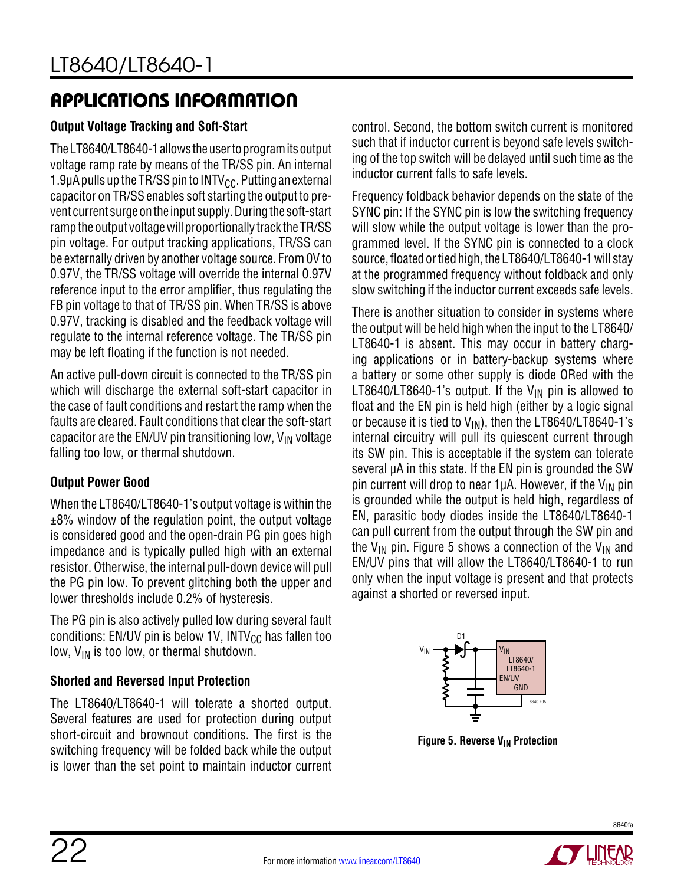## APPLICATIONS INFORMATION

### Output Voltage Tracking and Soft-Start

The LT8640/LT8640-1 allows the user to program its output voltage ramp rate by means of the TR/SS pin. An internal 1.9µA pulls up the TR/SS pin to $INTV_{CC}$. Putting an external capacitor on TR/SS enables soft starting the output to prevent current surge on the input supply. During the soft-start ramp the output voltage will proportionally track the TR/SS pin voltage. For output tracking applications, TR/SS can be externally driven by another voltage source. From 0V to 0.97V, the TR/SS voltage will override the internal 0.97V reference input to the error amplifier, thus regulating the FB pin voltage to that of TR/SS pin. When TR/SS is above 0.97V, tracking is disabled and the feedback voltage will regulate to the internal reference voltage. The TR/SS pin may be left floating if the function is not needed.

An active pull-down circuit is connected to the TR/SS pin which will discharge the external soft-start capacitor in the case of fault conditions and restart the ramp when the faults are cleared. Fault conditions that clear the soft-start capacitor are the EN/UV pin transitioning low, $V_{IN}$ voltage falling too low, or thermal shutdown.

### Output Power Good

When the LT8640/LT8640-1's output voltage is within the ±8% window of the regulation point, the output voltage is considered good and the open-drain PG pin goes high impedance and is typically pulled high with an external resistor. Otherwise, the internal pull-down device will pull the PG pin low. To prevent glitching both the upper and lower thresholds include 0.2% of hysteresis.

The PG pin is also actively pulled low during several fault conditions: EN/UV pin is below 1V, $INTV_{CC}$ has fallen too low, $V_{IN}$ is too low, or thermal shutdown.

### Shorted and Reversed Input Protection

The LT8640/LT8640-1 will tolerate a shorted output. Several features are used for protection during output short-circuit and brownout conditions. The first is the switching frequency will be folded back while the output is lower than the set point to maintain inductor current control. Second, the bottom switch current is monitored such that if inductor current is beyond safe levels switching of the top switch will be delayed until such time as the inductor current falls to safe levels.

Frequency foldback behavior depends on the state of the SYNC pin: If the SYNC pin is low the switching frequency will slow while the output voltage is lower than the programmed level. If the SYNC pin is connected to a clock source, floated or tied high, the LT8640/LT8640-1 will stay at the programmed frequency without foldback and only slow switching if the inductor current exceeds safe levels.

There is another situation to consider in systems where the output will be held high when the input to the LT8640/LT8640-1 is absent. This may occur in battery charging applications or in battery-backup systems where a battery or some other supply is diode ORed with the LT8640/LT8640-1's output. If the $V_{IN}$ pin is allowed to float and the EN pin is held high (either by a logic signal or because it is tied to $V_{IN}$), then the LT8640/LT8640-1's internal circuitry will pull its quiescent current through its SW pin. This is acceptable if the system can tolerate several µA in this state. If the EN pin is grounded the SW pin current will drop to near 1µA. However, if the $V_{IN}$ pin is grounded while the output is held high, regardless of EN, parasitic body diodes inside the LT8640/LT8640-1 can pull current from the output through the SW pin and the $V_{IN}$ pin. Figure 5 shows a connection of the $V_{IN}$ and EN/UV pins that will allow the LT8640/LT8640-1 to run only when the input voltage is present and that protects against a shorted or reversed input.

**Figure 5. Reverse $V_{IN}$ Protection**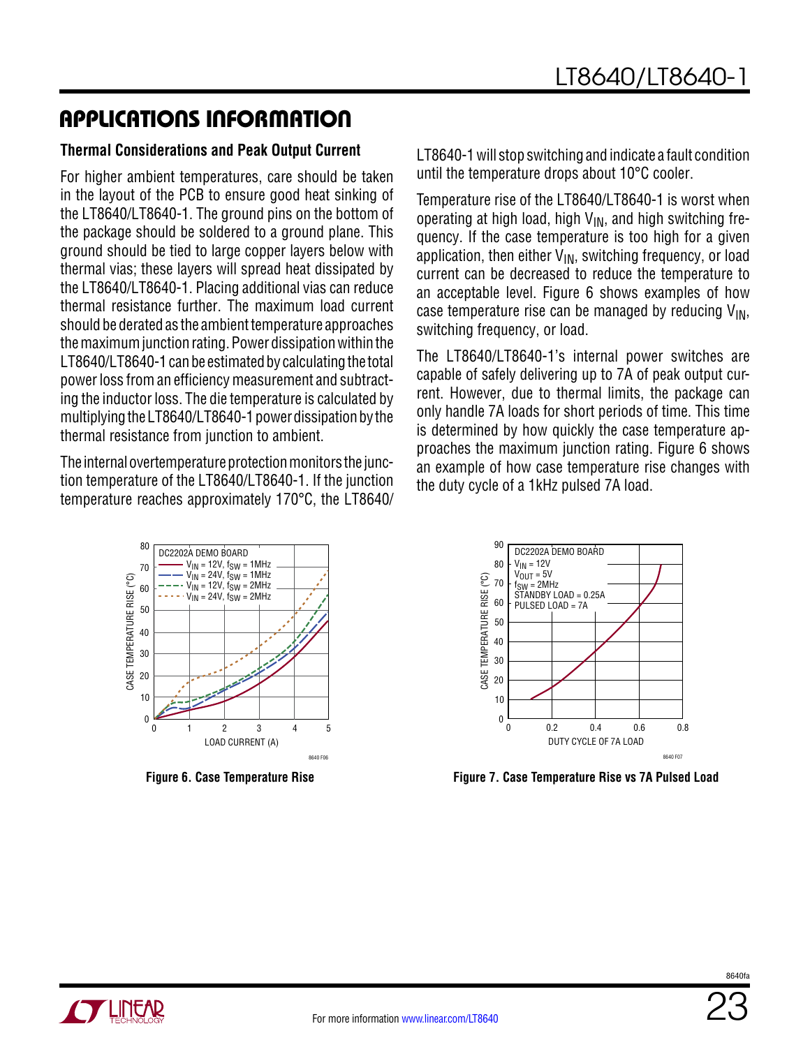## APPLICATIONS INFORMATION

### Thermal Considerations and Peak Output Current

For higher ambient temperatures, care should be taken in the layout of the PCB to ensure good heat sinking of the LT8640/LT8640-1. The ground pins on the bottom of the package should be soldered to a ground plane. This ground should be tied to large copper layers below with thermal vias; these layers will spread heat dissipated by the LT8640/LT8640-1. Placing additional vias can reduce thermal resistance further. The maximum load current should be derated as the ambient temperature approaches the maximum junction rating. Power dissipation within the LT8640/LT8640-1 can be estimated by calculating the total power loss from an efficiency measurement and subtracting the inductor loss. The die temperature is calculated by multiplying the LT8640/LT8640-1 power dissipation by the thermal resistance from junction to ambient.

The internal overtemperature protection monitors the junction temperature of the LT8640/LT8640-1. If the junction temperature reaches approximately 170°C, the LT8640/LT8640-1 will stop switching and indicate a fault condition until the temperature drops about 10°C cooler.

Temperature rise of the LT8640/LT8640-1 is worst when operating at high load, high $V_{IN}$, and high switching frequency. If the case temperature is too high for a given application, then either $V_{IN}$, switching frequency, or load current can be decreased to reduce the temperature to an acceptable level. Figure 6 shows examples of how case temperature rise can be managed by reducing $V_{IN}$, switching frequency, or load.

The LT8640/LT8640-1's internal power switches are capable of safely delivering up to 7A of peak output current. However, due to thermal limits, the package can only handle 7A loads for short periods of time. This time is determined by how quickly the case temperature approaches the maximum junction rating. Figure 6 shows an example of how case temperature rise changes with the duty cycle of a 1kHz pulsed 7A load.

Figure 6. Case Temperature Rise

Figure 7. Case Temperature Rise vs 7A Pulsed Load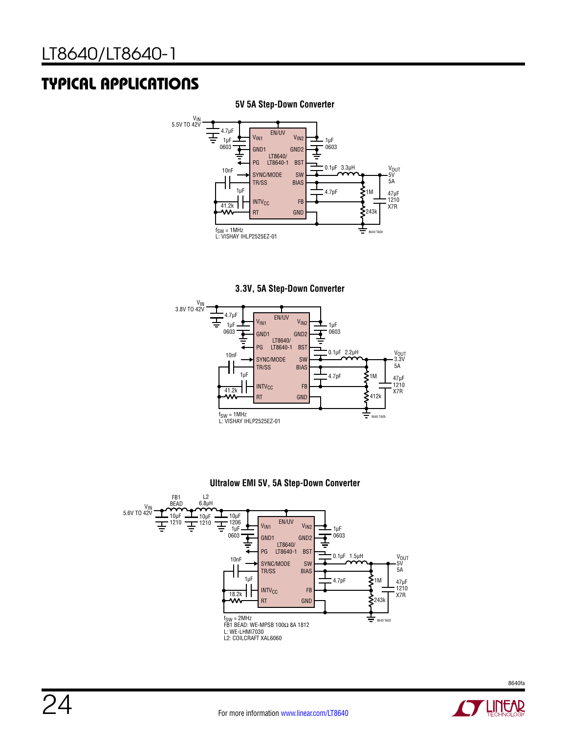## TYPICAL APPLICATIONS

**5V 5A Step-Down Converter**

$V_{IN}$ 5.5V TO 42V

4.7µF

1µF 0603

EN/UV

$V_{IN1}$

$V_{IN2}$

1µF 0603

GND1

GND2

LT8640/ LT8640-1

PG

BST

0.1µF 3.3µH

$V_{OUT}$ 5V 5A

10nF

SYNC/MODE

SW

TR/SS

BIAS

1µF

4.7pF

1M

47µF 1210 X7R

$INTV_{CC}$

FB

41.2k

RT

GND

243k

$f_{SW}$ = 1MHz
L: VISHAY IHLP2525EZ-01

8640 TA08

**3.3V, 5A Step-Down Converter**

$V_{IN}$ 3.8V TO 42V

4.7µF

1µF 0603

EN/UV

$V_{IN1}$

$V_{IN2}$

1µF 0603

GND1

GND2

LT8640/ LT8640-1

PG

BST

0.1µF 2.2µH

$V_{OUT}$ 3.3V 5A

10nF

SYNC/MODE

SW

TR/SS

BIAS

1µF

4.7pF

1M

47µF 1210 X7R

$INTV_{CC}$

FB

41.2k

RT

GND

412k

$f_{SW}$ = 1MHz
L: VISHAY IHLP2525EZ-01

8640 TA05

**Ultralow EMI 5V, 5A Step-Down Converter**

$V_{IN}$ 5.6V TO 42V

FB1 BEAD

L2 6.8µH

10µF 1210

10µF 1210

10µF 1206

1µF 0603

EN/UV

$V_{IN1}$

$V_{IN2}$

1µF 0603

GND1

GND2

LT8640/ LT8640-1

PG

BST

0.1µF 1.5µH

$V_{OUT}$ 5V 5A

10nF

SYNC/MODE

SW

TR/SS

BIAS

1µF

4.7pF

1M

47µF 1210 X7R

$INTV_{CC}$

FB

18.2k

RT

GND

243k

$f_{SW}$ = 2MHz
FB1 BEAD: WE-MPSB 100Ω 8A 1812
L: WE-LHMI7030
L2: COILCRAFT XAL6060

8640 TA02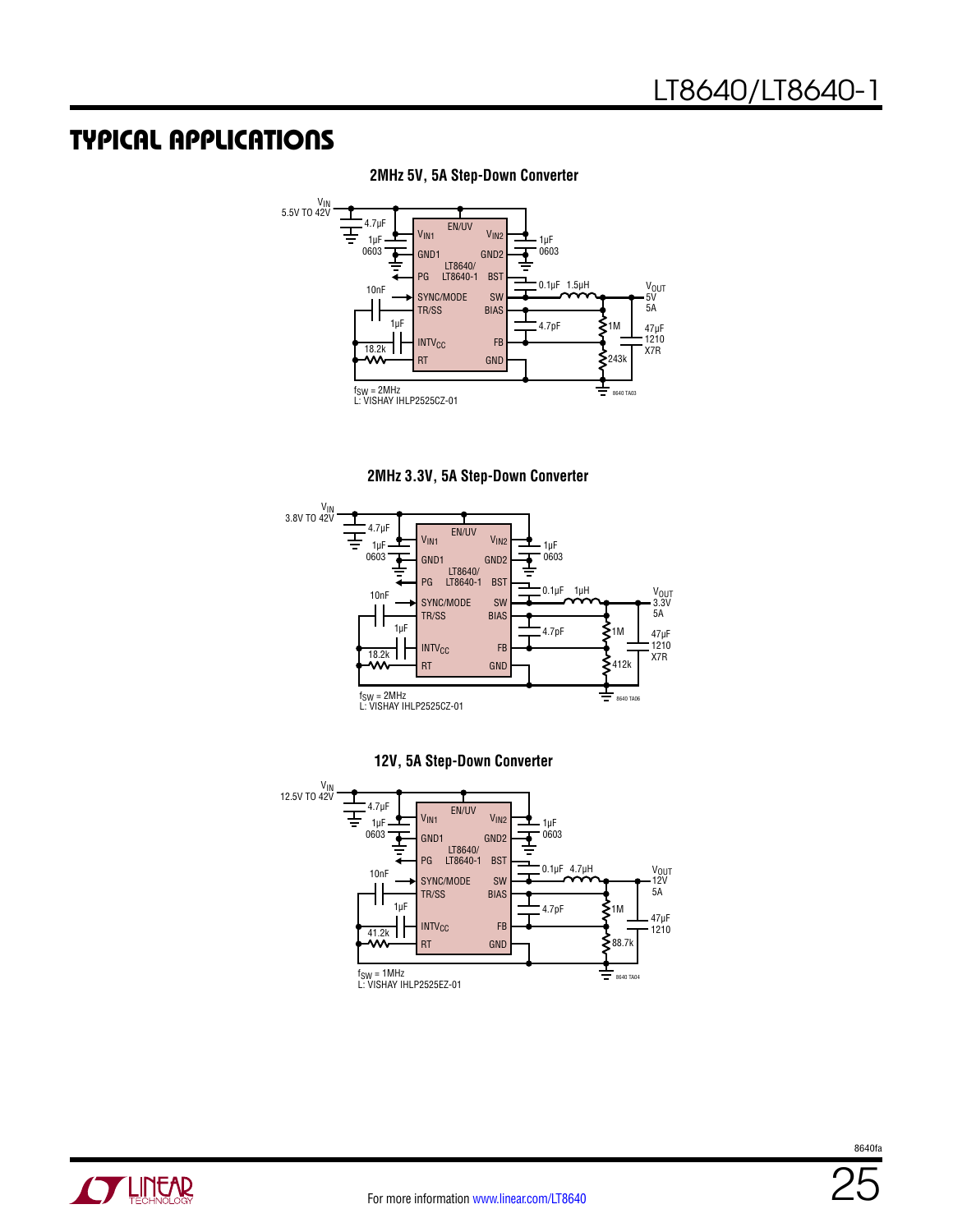## TYPICAL APPLICATIONS

**2MHz 5V, 5A Step-Down Converter**

$V_{IN}$ 5.5V TO 42V

4.7µF, 1µF 0603, EN/UV, $V_{IN1}$, $V_{IN2}$, 1µF 0603, GND1, GND2, LT8640/LT8640-1, PG, BST, 0.1µF, 1.5µH, 10nF, SYNC/MODE, SW, $V_{OUT}$ 5V 5A, TR/SS, BIAS, 1µF, 4.7pF, 1M, 47µF 1210 X7R, $INTV_{CC}$, FB, 18.2k, RT, GND, 243k

$f_{SW}$ = 2MHz
L: VISHAY IHLP2525CZ-01

8640 TA03

**2MHz 3.3V, 5A Step-Down Converter**

$V_{IN}$ 3.8V TO 42V

4.7µF, 1µF 0603, EN/UV, $V_{IN1}$, $V_{IN2}$, 1µF 0603, GND1, GND2, LT8640/LT8640-1, PG, BST, 0.1µF, 1µH, 10nF, SYNC/MODE, SW, $V_{OUT}$ 3.3V 5A, TR/SS, BIAS, 1µF, 4.7pF, 1M, 47µF 1210 X7R, $INTV_{CC}$, FB, 18.2k, RT, GND, 412k

$f_{SW}$ = 2MHz
L: VISHAY IHLP2525CZ-01

8640 TA06

**12V, 5A Step-Down Converter**

$V_{IN}$ 12.5V TO 42V

4.7µF, 1µF 0603, EN/UV, $V_{IN1}$, $V_{IN2}$, 1µF 0603, GND1, GND2, LT8640/LT8640-1, PG, BST, 0.1µF, 4.7µH, 10nF, SYNC/MODE, SW, $V_{OUT}$ 12V 5A, TR/SS, BIAS, 1µF, 4.7pF, 1M, 47µF 1210, $INTV_{CC}$, FB, 41.2k, RT, GND, 88.7k

$f_{SW}$ = 1MHz
L: VISHAY IHLP2525EZ-01

8640 TA04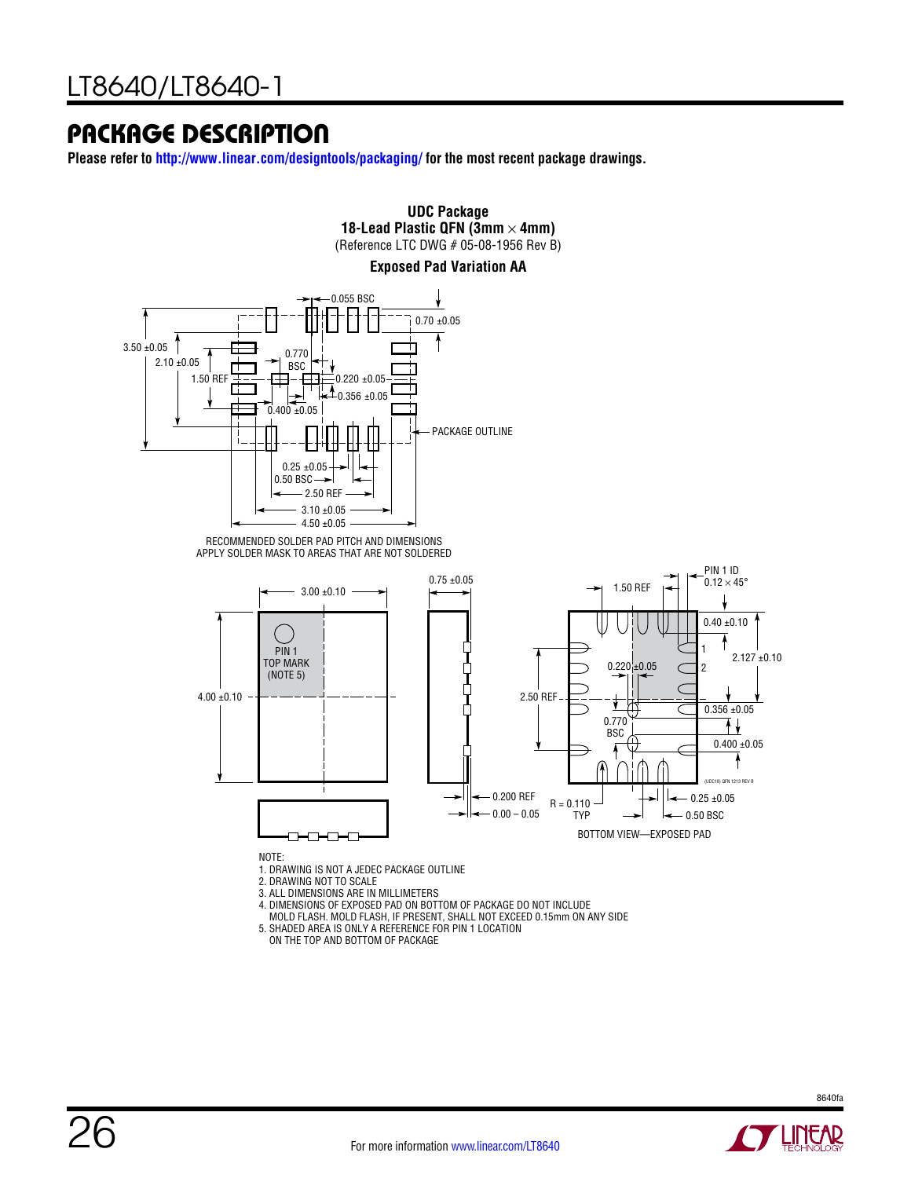## PACKAGE DESCRIPTION

**Please refer to http://www.linear.com/designtools/packaging/ for the most recent package drawings.**

**UDC Package**
**18-Lead Plastic QFN (3mm × 4mm)**
(Reference LTC DWG # 05-08-1956 Rev B)
**Exposed Pad Variation AA**

0.055 BSC
0.70 ±0.05
3.50 ±0.05
2.10 ±0.05
1.50 REF
0.770 BSC
0.220 ±0.05
0.356 ±0.05
0.400 ±0.05
PACKAGE OUTLINE
0.25 ±0.05
0.50 BSC
2.50 REF
3.10 ±0.05
4.50 ±0.05

RECOMMENDED SOLDER PAD PITCH AND DIMENSIONS
APPLY SOLDER MASK TO AREAS THAT ARE NOT SOLDERED

3.00 ±0.10
4.00 ±0.10
PIN 1 TOP MARK (NOTE 5)
0.75 ±0.05
0.200 REF
0.00 – 0.05
1.50 REF
PIN 1 ID 0.12 × 45°
0.40 ±0.10
2.127 ±0.10
0.220 ±0.05
2.50 REF
0.356 ±0.05
0.770 BSC
0.400 ±0.05
R = 0.110 TYP
0.25 ±0.05
0.50 BSC

BOTTOM VIEW—EXPOSED PAD

(UDC18) QFN 1213 REV B

NOTE:
1. DRAWING IS NOT A JEDEC PACKAGE OUTLINE
2. DRAWING NOT TO SCALE
3. ALL DIMENSIONS ARE IN MILLIMETERS
4. DIMENSIONS OF EXPOSED PAD ON BOTTOM OF PACKAGE DO NOT INCLUDE MOLD FLASH. MOLD FLASH, IF PRESENT, SHALL NOT EXCEED 0.15mm ON ANY SIDE
5. SHADED AREA IS ONLY A REFERENCE FOR PIN 1 LOCATION ON THE TOP AND BOTTOM OF PACKAGE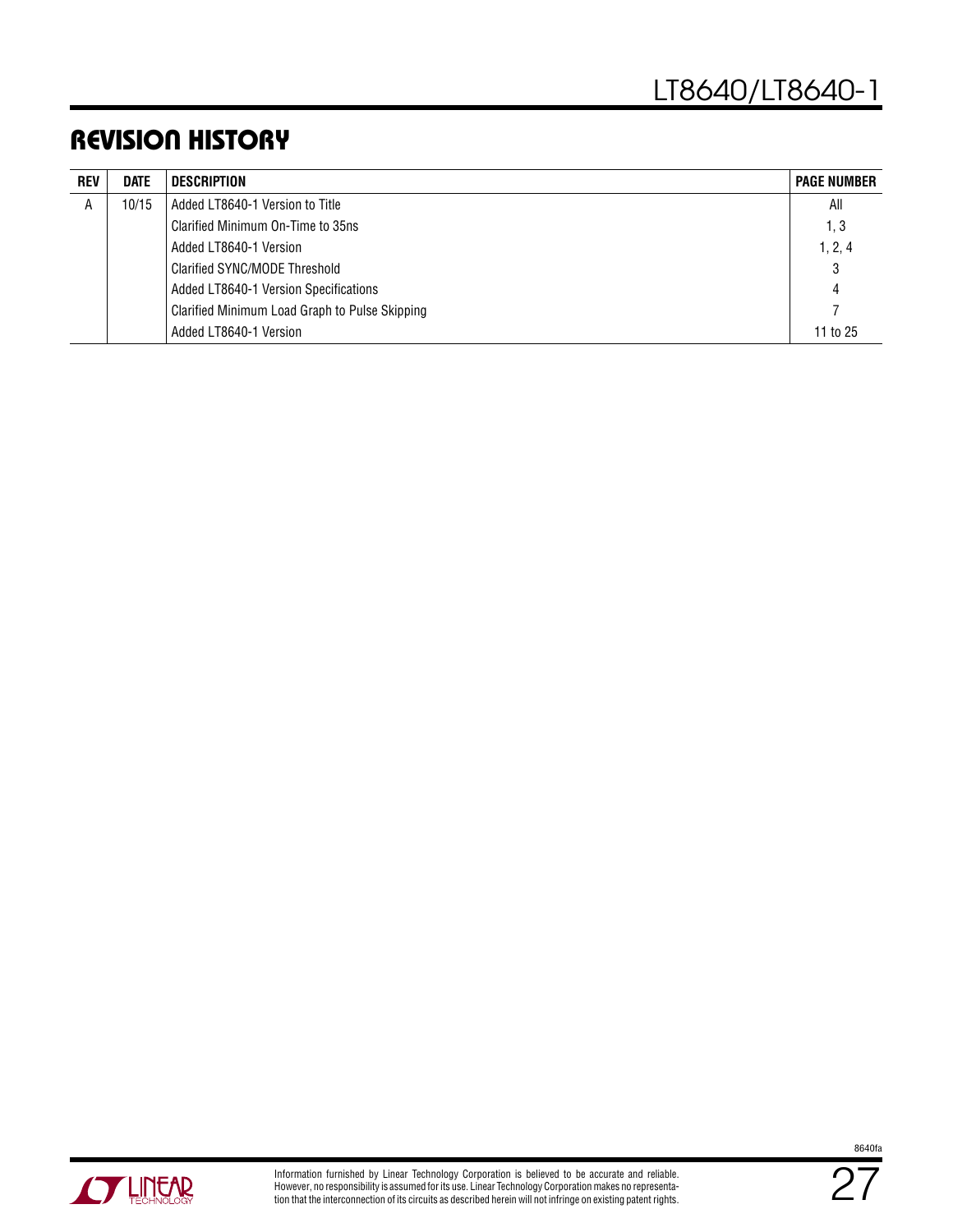## REVISION HISTORY

| REV | DATE | DESCRIPTION | PAGE NUMBER |
|---|---|---|---|
| A | 10/15 | Added LT8640-1 Version to Title | All |
| | | Clarified Minimum On-Time to 35ns | 1, 3 |
| | | Added LT8640-1 Version | 1, 2, 4 |
| | | Clarified SYNC/MODE Threshold | 3 |
| | | Added LT8640-1 Version Specifications | 4 |
| | | Clarified Minimum Load Graph to Pulse Skipping | 7 |
| | | Added LT8640-1 Version | 11 to 25 |

Information furnished by Linear Technology Corporation is believed to be accurate and reliable. However, no responsibility is assumed for its use. Linear Technology Corporation makes no representation that the interconnection of its circuits as described herein will not infringe on existing patent rights.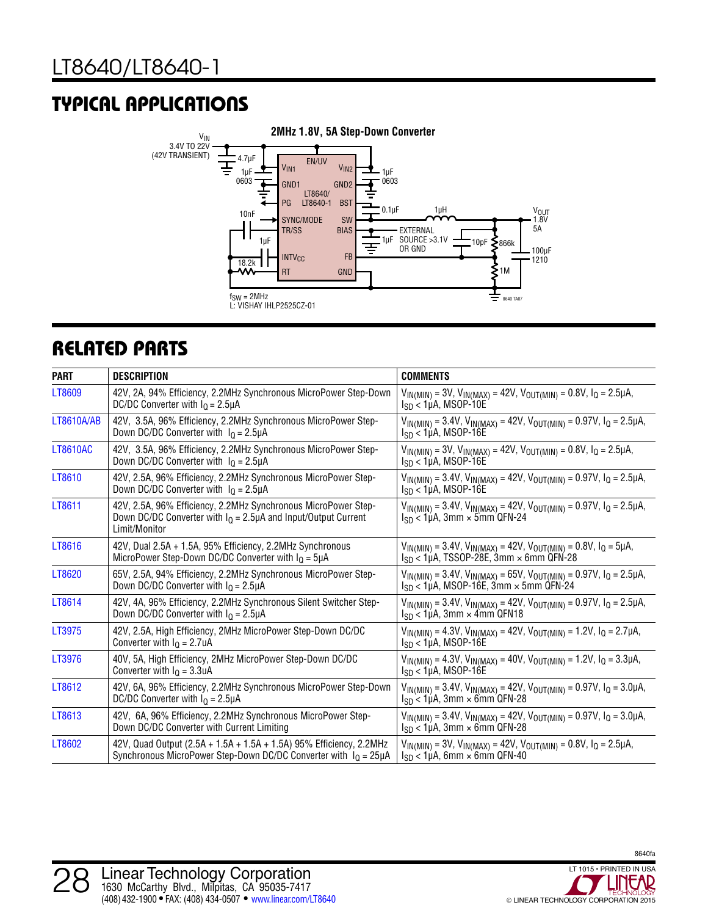## TYPICAL APPLICATIONS

**2MHz 1.8V, 5A Step-Down Converter**

$V_{IN}$
3.4V TO 22V
(42V TRANSIENT)

4.7µF
1µF
0603
EN/UV
$V_{IN1}$
$V_{IN2}$
1µF
0603
GND1
GND2
LT8640/
LT8640-1
PG
BST
0.1µF
1µH
$V_{OUT}$
1.8V
5A
10nF
SYNC/MODE
SW
TR/SS
BIAS
EXTERNAL
SOURCE >3.1V
OR GND
1µF
1µF
10pF
866k
INTV$_{CC}$
FB
100µF
1210
18.2k
RT
GND
1M

$f_{SW}$ = 2MHz
L: VISHAY IHLP2525CZ-01

8640 TA07

## RELATED PARTS

| PART | DESCRIPTION | COMMENTS |
|---|---|---|
| LT8609 | 42V, 2A, 94% Efficiency, 2.2MHz Synchronous MicroPower Step-Down DC/DC Converter with $I_Q$ = 2.5µA | $V_{IN(MIN)}$ = 3V, $V_{IN(MAX)}$ = 42V, $V_{OUT(MIN)}$ = 0.8V, $I_Q$ = 2.5µA, $I_{SD}$ < 1µA, MSOP-10E |
| LT8610A/AB | 42V, 3.5A, 96% Efficiency, 2.2MHz Synchronous MicroPower Step-Down DC/DC Converter with $I_Q$ = 2.5µA | $V_{IN(MIN)}$ = 3.4V, $V_{IN(MAX)}$ = 42V, $V_{OUT(MIN)}$ = 0.97V, $I_Q$ = 2.5µA, $I_{SD}$ < 1µA, MSOP-16E |
| LT8610AC | 42V, 3.5A, 96% Efficiency, 2.2MHz Synchronous MicroPower Step-Down DC/DC Converter with $I_Q$ = 2.5µA | $V_{IN(MIN)}$ = 3V, $V_{IN(MAX)}$ = 42V, $V_{OUT(MIN)}$ = 0.8V, $I_Q$ = 2.5µA, $I_{SD}$ < 1µA, MSOP-16E |
| LT8610 | 42V, 2.5A, 96% Efficiency, 2.2MHz Synchronous MicroPower Step-Down DC/DC Converter with $I_Q$ = 2.5µA | $V_{IN(MIN)}$ = 3.4V, $V_{IN(MAX)}$ = 42V, $V_{OUT(MIN)}$ = 0.97V, $I_Q$ = 2.5µA, $I_{SD}$ < 1µA, MSOP-16E |
| LT8611 | 42V, 2.5A, 96% Efficiency, 2.2MHz Synchronous MicroPower Step-Down DC/DC Converter with $I_Q$ = 2.5µA and Input/Output Current Limit/Monitor | $V_{IN(MIN)}$ = 3.4V, $V_{IN(MAX)}$ = 42V, $V_{OUT(MIN)}$ = 0.97V, $I_Q$ = 2.5µA, $I_{SD}$ < 1µA, 3mm × 5mm QFN-24 |
| LT8616 | 42V, Dual 2.5A + 1.5A, 95% Efficiency, 2.2MHz Synchronous MicroPower Step-Down DC/DC Converter with $I_Q$ = 5µA | $V_{IN(MIN)}$ = 3.4V, $V_{IN(MAX)}$ = 42V, $V_{OUT(MIN)}$ = 0.8V, $I_Q$ = 5µA, $I_{SD}$ < 1µA, TSSOP-28E, 3mm × 6mm QFN-28 |
| LT8620 | 65V, 2.5A, 94% Efficiency, 2.2MHz Synchronous MicroPower Step-Down DC/DC Converter with $I_Q$ = 2.5µA | $V_{IN(MIN)}$ = 3.4V, $V_{IN(MAX)}$ = 65V, $V_{OUT(MIN)}$ = 0.97V, $I_Q$ = 2.5µA, $I_{SD}$ < 1µA, MSOP-16E, 3mm × 5mm QFN-24 |
| LT8614 | 42V, 4A, 96% Efficiency, 2.2MHz Synchronous Silent Switcher Step-Down DC/DC Converter with $I_Q$ = 2.5µA | $V_{IN(MIN)}$ = 3.4V, $V_{IN(MAX)}$ = 42V, $V_{OUT(MIN)}$ = 0.97V, $I_Q$ = 2.5µA, $I_{SD}$ < 1µA, 3mm × 4mm QFN18 |
| LT3975 | 42V, 2.5A, High Efficiency, 2MHz MicroPower Step-Down DC/DC Converter with $I_Q$ = 2.7uA | $V_{IN(MIN)}$ = 4.3V, $V_{IN(MAX)}$ = 42V, $V_{OUT(MIN)}$ = 1.2V, $I_Q$ = 2.7µA, $I_{SD}$ < 1µA, MSOP-16E |
| LT3976 | 40V, 5A, High Efficiency, 2MHz MicroPower Step-Down DC/DC Converter with $I_Q$ = 3.3uA | $V_{IN(MIN)}$ = 4.3V, $V_{IN(MAX)}$ = 40V, $V_{OUT(MIN)}$ = 1.2V, $I_Q$ = 3.3µA, $I_{SD}$ < 1µA, MSOP-16E |
| LT8612 | 42V, 6A, 96% Efficiency, 2.2MHz Synchronous MicroPower Step-Down DC/DC Converter with $I_Q$ = 2.5µA | $V_{IN(MIN)}$ = 3.4V, $V_{IN(MAX)}$ = 42V, $V_{OUT(MIN)}$ = 0.97V, $I_Q$ = 3.0µA, $I_{SD}$ < 1µA, 3mm × 6mm QFN-28 |
| LT8613 | 42V, 6A, 96% Efficiency, 2.2MHz Synchronous MicroPower Step-Down DC/DC Converter with Current Limiting | $V_{IN(MIN)}$ = 3.4V, $V_{IN(MAX)}$ = 42V, $V_{OUT(MIN)}$ = 0.97V, $I_Q$ = 3.0µA, $I_{SD}$ < 1µA, 3mm × 6mm QFN-28 |
| LT8602 | 42V, Quad Output (2.5A + 1.5A + 1.5A + 1.5A) 95% Efficiency, 2.2MHz Synchronous MicroPower Step-Down DC/DC Converter with $I_Q$ = 25µA | $V_{IN(MIN)}$ = 3V, $V_{IN(MAX)}$ = 42V, $V_{OUT(MIN)}$ = 0.8V, $I_Q$ = 2.5µA, $I_{SD}$ < 1µA, 6mm × 6mm QFN-40 |

Linear Technology Corporation
1630 McCarthy Blvd., Milpitas, CA 95035-7417
(408) 432-1900 • FAX: (408) 434-0507 • www.linear.com/LT8640

8640fa
LT 1015 • PRINTED IN USA
© LINEAR TECHNOLOGY CORPORATION 2015